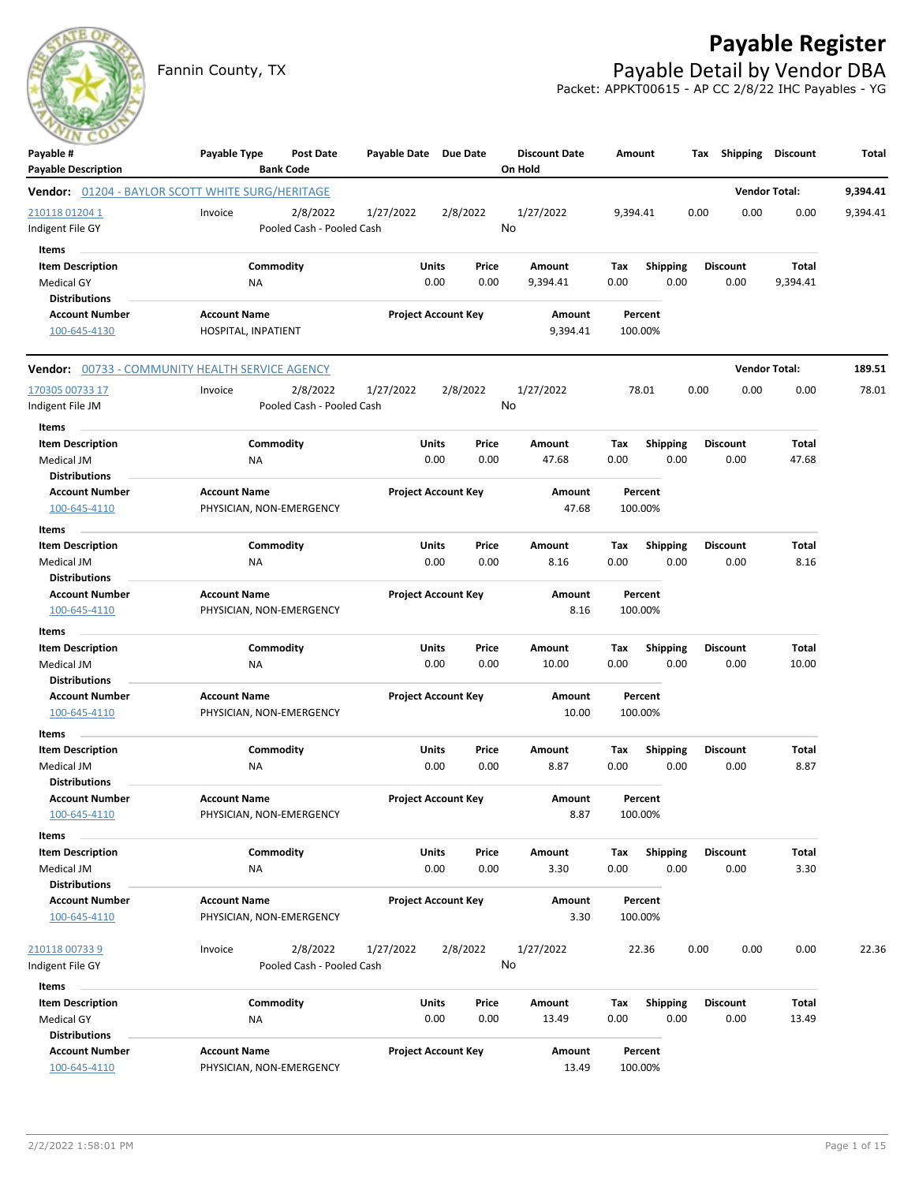# Payable Register

Fannin County, TX

## Payable Detail by Vendor DBA

Packet: APPKT00615 - AP CC 2/8/22 IHC Payables - YG

| Payable # / Payable Description | Payable Type | Post Date / Bank Code | Payable Date | Due Date | Discount Date / On Hold | Amount | Tax | Shipping | Discount | Total |
|---|---|---|---|---|---|---|---|---|---|---|

**Vendor:** 01204 - BAYLOR SCOTT WHITE SURG/HERITAGE — **Vendor Total:** 9,394.41

| Payable # / Payable Description | Payable Type | Post Date / Bank Code | Payable Date | Due Date | Discount Date / On Hold | Amount | Tax | Shipping | Discount | Total |
|---|---|---|---|---|---|---|---|---|---|---|
| 210118 01204 1 / Indigent File GY | Invoice | 2/8/2022 / Pooled Cash - Pooled Cash | 1/27/2022 | 2/8/2022 | 1/27/2022 / No | 9,394.41 | 0.00 | 0.00 | 0.00 | 9,394.41 |

Items

| Item Description | Commodity | Units | Price | Amount | Tax | Shipping | Discount | Total |
|---|---|---|---|---|---|---|---|---|
| Medical GY | NA | 0.00 | 0.00 | 9,394.41 | 0.00 | 0.00 | 0.00 | 9,394.41 |

Distributions

| Account Number | Account Name | Project Account Key | Amount | Percent |
|---|---|---|---|---|
| 100-645-4130 | HOSPITAL, INPATIENT | | 9,394.41 | 100.00% |

**Vendor:** 00733 - COMMUNITY HEALTH SERVICE AGENCY — **Vendor Total:** 189.51

| Payable # / Payable Description | Payable Type | Post Date / Bank Code | Payable Date | Due Date | Discount Date / On Hold | Amount | Tax | Shipping | Discount | Total |
|---|---|---|---|---|---|---|---|---|---|---|
| 170305 00733 17 / Indigent File JM | Invoice | 2/8/2022 / Pooled Cash - Pooled Cash | 1/27/2022 | 2/8/2022 | 1/27/2022 / No | 78.01 | 0.00 | 0.00 | 0.00 | 78.01 |

Items

| Item Description | Commodity | Units | Price | Amount | Tax | Shipping | Discount | Total |
|---|---|---|---|---|---|---|---|---|
| Medical JM | NA | 0.00 | 0.00 | 47.68 | 0.00 | 0.00 | 0.00 | 47.68 |

Distributions

| Account Number | Account Name | Project Account Key | Amount | Percent |
|---|---|---|---|---|
| 100-645-4110 | PHYSICIAN, NON-EMERGENCY | | 47.68 | 100.00% |

Items

| Item Description | Commodity | Units | Price | Amount | Tax | Shipping | Discount | Total |
|---|---|---|---|---|---|---|---|---|
| Medical JM | NA | 0.00 | 0.00 | 8.16 | 0.00 | 0.00 | 0.00 | 8.16 |

Distributions

| Account Number | Account Name | Project Account Key | Amount | Percent |
|---|---|---|---|---|
| 100-645-4110 | PHYSICIAN, NON-EMERGENCY | | 8.16 | 100.00% |

Items

| Item Description | Commodity | Units | Price | Amount | Tax | Shipping | Discount | Total |
|---|---|---|---|---|---|---|---|---|
| Medical JM | NA | 0.00 | 0.00 | 10.00 | 0.00 | 0.00 | 0.00 | 10.00 |

Distributions

| Account Number | Account Name | Project Account Key | Amount | Percent |
|---|---|---|---|---|
| 100-645-4110 | PHYSICIAN, NON-EMERGENCY | | 10.00 | 100.00% |

Items

| Item Description | Commodity | Units | Price | Amount | Tax | Shipping | Discount | Total |
|---|---|---|---|---|---|---|---|---|
| Medical JM | NA | 0.00 | 0.00 | 8.87 | 0.00 | 0.00 | 0.00 | 8.87 |

Distributions

| Account Number | Account Name | Project Account Key | Amount | Percent |
|---|---|---|---|---|
| 100-645-4110 | PHYSICIAN, NON-EMERGENCY | | 8.87 | 100.00% |

Items

| Item Description | Commodity | Units | Price | Amount | Tax | Shipping | Discount | Total |
|---|---|---|---|---|---|---|---|---|
| Medical JM | NA | 0.00 | 0.00 | 3.30 | 0.00 | 0.00 | 0.00 | 3.30 |

Distributions

| Account Number | Account Name | Project Account Key | Amount | Percent |
|---|---|---|---|---|
| 100-645-4110 | PHYSICIAN, NON-EMERGENCY | | 3.30 | 100.00% |

| Payable # / Payable Description | Payable Type | Post Date / Bank Code | Payable Date | Due Date | Discount Date / On Hold | Amount | Tax | Shipping | Discount | Total |
|---|---|---|---|---|---|---|---|---|---|---|
| 210118 00733 9 / Indigent File GY | Invoice | 2/8/2022 / Pooled Cash - Pooled Cash | 1/27/2022 | 2/8/2022 | 1/27/2022 / No | 22.36 | 0.00 | 0.00 | 0.00 | 22.36 |

Items

| Item Description | Commodity | Units | Price | Amount | Tax | Shipping | Discount | Total |
|---|---|---|---|---|---|---|---|---|
| Medical GY | NA | 0.00 | 0.00 | 13.49 | 0.00 | 0.00 | 0.00 | 13.49 |

Distributions

| Account Number | Account Name | Project Account Key | Amount | Percent |
|---|---|---|---|---|
| 100-645-4110 | PHYSICIAN, NON-EMERGENCY | | 13.49 | 100.00% |

2/2/2022 1:58:01 PM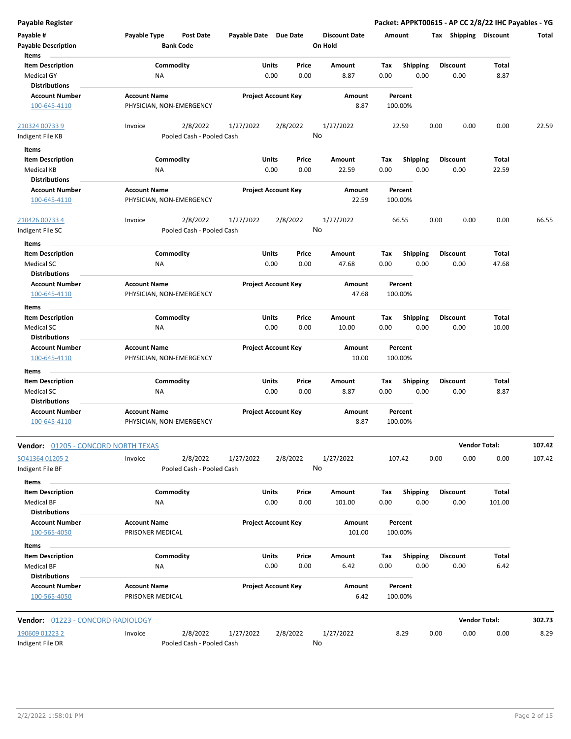| Payable # | Payable Type | Post Date | Payable Date | Due Date | Discount Date | Amount | Tax | Shipping | Discount | Total |
|---|---|---|---|---|---|---|---|---|---|---|
| Payable Description | | Bank Code | | | On Hold | | | | | |

**Items**

| Item Description | Commodity | Units | Price | Amount | Tax | Shipping | Discount | Total |
|---|---|---|---|---|---|---|---|---|
| Medical GY | NA | 0.00 | 0.00 | 8.87 | 0.00 | 0.00 | 0.00 | 8.87 |

**Distributions**

| Account Number | Account Name | Project Account Key | Amount | Percent |
|---|---|---|---|---|
| 100-645-4110 | PHYSICIAN, NON-EMERGENCY | | 8.87 | 100.00% |

| Payable # | Payable Type | Post Date | Payable Date | Due Date | Discount Date | Amount | Tax | Shipping | Discount | Total |
|---|---|---|---|---|---|---|---|---|---|---|
| 210324 00733 9 | Invoice | 2/8/2022 | 1/27/2022 | 2/8/2022 | 1/27/2022 | 22.59 | 0.00 | 0.00 | 0.00 | 22.59 |
| Indigent File KB | | Pooled Cash - Pooled Cash | | | No | | | | | |

**Items**

| Item Description | Commodity | Units | Price | Amount | Tax | Shipping | Discount | Total |
|---|---|---|---|---|---|---|---|---|
| Medical KB | NA | 0.00 | 0.00 | 22.59 | 0.00 | 0.00 | 0.00 | 22.59 |

**Distributions**

| Account Number | Account Name | Project Account Key | Amount | Percent |
|---|---|---|---|---|
| 100-645-4110 | PHYSICIAN, NON-EMERGENCY | | 22.59 | 100.00% |

| Payable # | Payable Type | Post Date | Payable Date | Due Date | Discount Date | Amount | Tax | Shipping | Discount | Total |
|---|---|---|---|---|---|---|---|---|---|---|
| 210426 00733 4 | Invoice | 2/8/2022 | 1/27/2022 | 2/8/2022 | 1/27/2022 | 66.55 | 0.00 | 0.00 | 0.00 | 66.55 |
| Indigent File SC | | Pooled Cash - Pooled Cash | | | No | | | | | |

**Items**

| Item Description | Commodity | Units | Price | Amount | Tax | Shipping | Discount | Total |
|---|---|---|---|---|---|---|---|---|
| Medical SC | NA | 0.00 | 0.00 | 47.68 | 0.00 | 0.00 | 0.00 | 47.68 |

**Distributions**

| Account Number | Account Name | Project Account Key | Amount | Percent |
|---|---|---|---|---|
| 100-645-4110 | PHYSICIAN, NON-EMERGENCY | | 47.68 | 100.00% |

**Items**

| Item Description | Commodity | Units | Price | Amount | Tax | Shipping | Discount | Total |
|---|---|---|---|---|---|---|---|---|
| Medical SC | NA | 0.00 | 0.00 | 10.00 | 0.00 | 0.00 | 0.00 | 10.00 |

**Distributions**

| Account Number | Account Name | Project Account Key | Amount | Percent |
|---|---|---|---|---|
| 100-645-4110 | PHYSICIAN, NON-EMERGENCY | | 10.00 | 100.00% |

**Items**

| Item Description | Commodity | Units | Price | Amount | Tax | Shipping | Discount | Total |
|---|---|---|---|---|---|---|---|---|
| Medical SC | NA | 0.00 | 0.00 | 8.87 | 0.00 | 0.00 | 0.00 | 8.87 |

**Distributions**

| Account Number | Account Name | Project Account Key | Amount | Percent |
|---|---|---|---|---|
| 100-645-4110 | PHYSICIAN, NON-EMERGENCY | | 8.87 | 100.00% |

**Vendor:** 01205 - CONCORD NORTH TEXAS — **Vendor Total: 107.42**

| Payable # | Payable Type | Post Date | Payable Date | Due Date | Discount Date | Amount | Tax | Shipping | Discount | Total |
|---|---|---|---|---|---|---|---|---|---|---|
| SO41364 01205 2 | Invoice | 2/8/2022 | 1/27/2022 | 2/8/2022 | 1/27/2022 | 107.42 | 0.00 | 0.00 | 0.00 | 107.42 |
| Indigent File BF | | Pooled Cash - Pooled Cash | | | No | | | | | |

**Items**

| Item Description | Commodity | Units | Price | Amount | Tax | Shipping | Discount | Total |
|---|---|---|---|---|---|---|---|---|
| Medical BF | NA | 0.00 | 0.00 | 101.00 | 0.00 | 0.00 | 0.00 | 101.00 |

**Distributions**

| Account Number | Account Name | Project Account Key | Amount | Percent |
|---|---|---|---|---|
| 100-565-4050 | PRISONER MEDICAL | | 101.00 | 100.00% |

**Items**

| Item Description | Commodity | Units | Price | Amount | Tax | Shipping | Discount | Total |
|---|---|---|---|---|---|---|---|---|
| Medical BF | NA | 0.00 | 0.00 | 6.42 | 0.00 | 0.00 | 0.00 | 6.42 |

**Distributions**

| Account Number | Account Name | Project Account Key | Amount | Percent |
|---|---|---|---|---|
| 100-565-4050 | PRISONER MEDICAL | | 6.42 | 100.00% |

**Vendor:** 01223 - CONCORD RADIOLOGY — **Vendor Total: 302.73**

| Payable # | Payable Type | Post Date | Payable Date | Due Date | Discount Date | Amount | Tax | Shipping | Discount | Total |
|---|---|---|---|---|---|---|---|---|---|---|
| 190609 01223 2 | Invoice | 2/8/2022 | 1/27/2022 | 2/8/2022 | 1/27/2022 | 8.29 | 0.00 | 0.00 | 0.00 | 8.29 |
| Indigent File DR | | Pooled Cash - Pooled Cash | | | No | | | | | |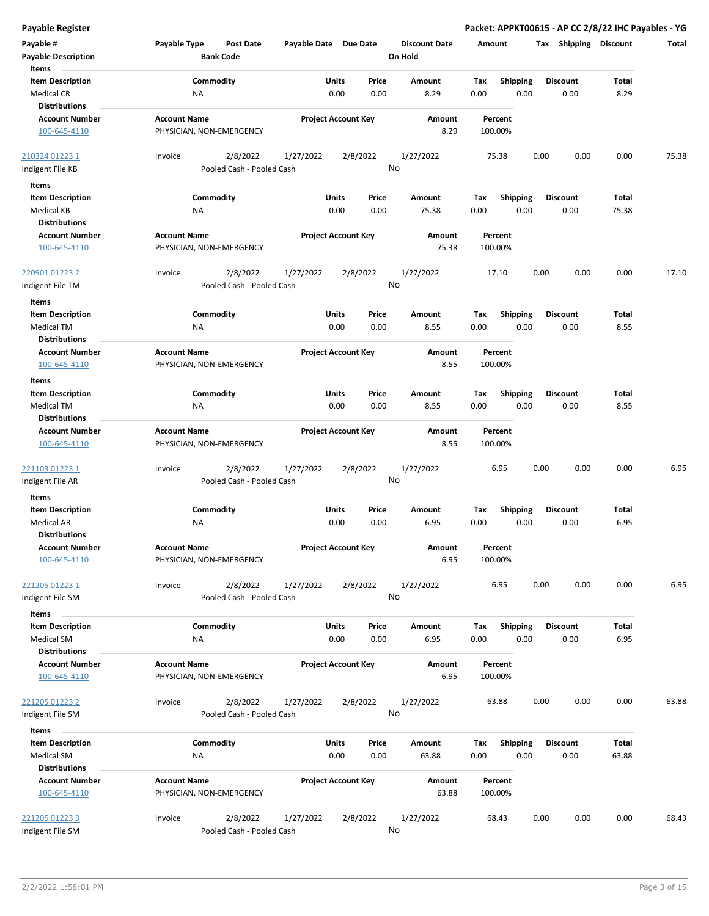**Payable Register** — **Packet: APPKT00615 - AP CC 2/8/22 IHC Payables - YG**

| Payable # | Payable Type | Post Date | Payable Date | Due Date | Discount Date | Amount | Tax | Shipping | Discount | Total |
|---|---|---|---|---|---|---|---|---|---|---|
| Payable Description | | Bank Code | | | On Hold | | | | | |

**Items**

| Item Description | Commodity | Units | Price | Amount | Tax | Shipping | Discount | Total |
|---|---|---|---|---|---|---|---|---|
| Medical CR | NA | 0.00 | 0.00 | 8.29 | 0.00 | 0.00 | 0.00 | 8.29 |

**Distributions**

| Account Number | Account Name | Project Account Key | Amount | Percent |
|---|---|---|---|---|
| 100-645-4110 | PHYSICIAN, NON-EMERGENCY | | 8.29 | 100.00% |

| Payable # | Payable Type | Post Date | Payable Date | Due Date | Discount Date | Amount | Tax | Shipping | Discount | Total |
|---|---|---|---|---|---|---|---|---|---|---|
| 210324 01223 1 | Invoice | 2/8/2022 | 1/27/2022 | 2/8/2022 | 1/27/2022 | 75.38 | 0.00 | 0.00 | 0.00 | 75.38 |
| Indigent File KB | | Pooled Cash - Pooled Cash | | | No | | | | | |

**Items**

| Item Description | Commodity | Units | Price | Amount | Tax | Shipping | Discount | Total |
|---|---|---|---|---|---|---|---|---|
| Medical KB | NA | 0.00 | 0.00 | 75.38 | 0.00 | 0.00 | 0.00 | 75.38 |

**Distributions**

| Account Number | Account Name | Project Account Key | Amount | Percent |
|---|---|---|---|---|
| 100-645-4110 | PHYSICIAN, NON-EMERGENCY | | 75.38 | 100.00% |

| Payable # | Payable Type | Post Date | Payable Date | Due Date | Discount Date | Amount | Tax | Shipping | Discount | Total |
|---|---|---|---|---|---|---|---|---|---|---|
| 220901 01223 2 | Invoice | 2/8/2022 | 1/27/2022 | 2/8/2022 | 1/27/2022 | 17.10 | 0.00 | 0.00 | 0.00 | 17.10 |
| Indigent File TM | | Pooled Cash - Pooled Cash | | | No | | | | | |

**Items**

| Item Description | Commodity | Units | Price | Amount | Tax | Shipping | Discount | Total |
|---|---|---|---|---|---|---|---|---|
| Medical TM | NA | 0.00 | 0.00 | 8.55 | 0.00 | 0.00 | 0.00 | 8.55 |

**Distributions**

| Account Number | Account Name | Project Account Key | Amount | Percent |
|---|---|---|---|---|
| 100-645-4110 | PHYSICIAN, NON-EMERGENCY | | 8.55 | 100.00% |

**Items**

| Item Description | Commodity | Units | Price | Amount | Tax | Shipping | Discount | Total |
|---|---|---|---|---|---|---|---|---|
| Medical TM | NA | 0.00 | 0.00 | 8.55 | 0.00 | 0.00 | 0.00 | 8.55 |

**Distributions**

| Account Number | Account Name | Project Account Key | Amount | Percent |
|---|---|---|---|---|
| 100-645-4110 | PHYSICIAN, NON-EMERGENCY | | 8.55 | 100.00% |

| Payable # | Payable Type | Post Date | Payable Date | Due Date | Discount Date | Amount | Tax | Shipping | Discount | Total |
|---|---|---|---|---|---|---|---|---|---|---|
| 221103 01223 1 | Invoice | 2/8/2022 | 1/27/2022 | 2/8/2022 | 1/27/2022 | 6.95 | 0.00 | 0.00 | 0.00 | 6.95 |
| Indigent File AR | | Pooled Cash - Pooled Cash | | | No | | | | | |

**Items**

| Item Description | Commodity | Units | Price | Amount | Tax | Shipping | Discount | Total |
|---|---|---|---|---|---|---|---|---|
| Medical AR | NA | 0.00 | 0.00 | 6.95 | 0.00 | 0.00 | 0.00 | 6.95 |

**Distributions**

| Account Number | Account Name | Project Account Key | Amount | Percent |
|---|---|---|---|---|
| 100-645-4110 | PHYSICIAN, NON-EMERGENCY | | 6.95 | 100.00% |

| Payable # | Payable Type | Post Date | Payable Date | Due Date | Discount Date | Amount | Tax | Shipping | Discount | Total |
|---|---|---|---|---|---|---|---|---|---|---|
| 221205 01223 1 | Invoice | 2/8/2022 | 1/27/2022 | 2/8/2022 | 1/27/2022 | 6.95 | 0.00 | 0.00 | 0.00 | 6.95 |
| Indigent File SM | | Pooled Cash - Pooled Cash | | | No | | | | | |

**Items**

| Item Description | Commodity | Units | Price | Amount | Tax | Shipping | Discount | Total |
|---|---|---|---|---|---|---|---|---|
| Medical SM | NA | 0.00 | 0.00 | 6.95 | 0.00 | 0.00 | 0.00 | 6.95 |

**Distributions**

| Account Number | Account Name | Project Account Key | Amount | Percent |
|---|---|---|---|---|
| 100-645-4110 | PHYSICIAN, NON-EMERGENCY | | 6.95 | 100.00% |

| Payable # | Payable Type | Post Date | Payable Date | Due Date | Discount Date | Amount | Tax | Shipping | Discount | Total |
|---|---|---|---|---|---|---|---|---|---|---|
| 221205 01223 2 | Invoice | 2/8/2022 | 1/27/2022 | 2/8/2022 | 1/27/2022 | 63.88 | 0.00 | 0.00 | 0.00 | 63.88 |
| Indigent File SM | | Pooled Cash - Pooled Cash | | | No | | | | | |

**Items**

| Item Description | Commodity | Units | Price | Amount | Tax | Shipping | Discount | Total |
|---|---|---|---|---|---|---|---|---|
| Medical SM | NA | 0.00 | 0.00 | 63.88 | 0.00 | 0.00 | 0.00 | 63.88 |

**Distributions**

| Account Number | Account Name | Project Account Key | Amount | Percent |
|---|---|---|---|---|
| 100-645-4110 | PHYSICIAN, NON-EMERGENCY | | 63.88 | 100.00% |

| Payable # | Payable Type | Post Date | Payable Date | Due Date | Discount Date | Amount | Tax | Shipping | Discount | Total |
|---|---|---|---|---|---|---|---|---|---|---|
| 221205 01223 3 | Invoice | 2/8/2022 | 1/27/2022 | 2/8/2022 | 1/27/2022 | 68.43 | 0.00 | 0.00 | 0.00 | 68.43 |
| Indigent File SM | | Pooled Cash - Pooled Cash | | | No | | | | | |

2/2/2022 1:58:01 PM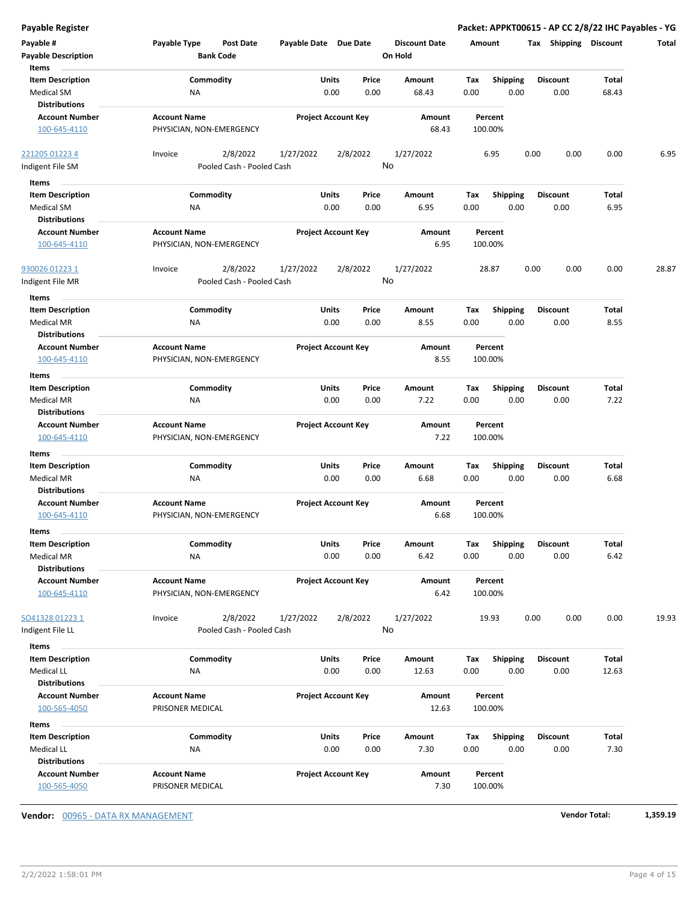**Payable Register** — **Packet: APPKT00615 - AP CC 2/8/22 IHC Payables - YG**

| Payable # | Payable Type | Post Date | Payable Date | Due Date | Discount Date | Amount | Tax | Shipping | Discount | Total |
|---|---|---|---|---|---|---|---|---|---|---|
| **Payable Description** | | **Bank Code** | | | **On Hold** | | | | | |

**Items**

| Item Description | Commodity | Units | Price | Amount | Tax | Shipping | Discount | Total |
|---|---|---|---|---|---|---|---|---|
| Medical SM | NA | 0.00 | 0.00 | 68.43 | 0.00 | 0.00 | 0.00 | 68.43 |

**Distributions**

| Account Number | Account Name | Project Account Key | Amount | Percent |
|---|---|---|---|---|
| 100-645-4110 | PHYSICIAN, NON-EMERGENCY | | 68.43 | 100.00% |

| Payable # | Payable Type | Post Date | Payable Date | Due Date | Discount Date | Amount | Tax | Shipping | Discount | Total |
|---|---|---|---|---|---|---|---|---|---|---|
| 221205 01223 4 | Invoice | 2/8/2022 | 1/27/2022 | 2/8/2022 | 1/27/2022 | 6.95 | 0.00 | 0.00 | 0.00 | 6.95 |
| Indigent File SM | | Pooled Cash - Pooled Cash | | | No | | | | | |

**Items**

| Item Description | Commodity | Units | Price | Amount | Tax | Shipping | Discount | Total |
|---|---|---|---|---|---|---|---|---|
| Medical SM | NA | 0.00 | 0.00 | 6.95 | 0.00 | 0.00 | 0.00 | 6.95 |

**Distributions**

| Account Number | Account Name | Project Account Key | Amount | Percent |
|---|---|---|---|---|
| 100-645-4110 | PHYSICIAN, NON-EMERGENCY | | 6.95 | 100.00% |

| Payable # | Payable Type | Post Date | Payable Date | Due Date | Discount Date | Amount | Tax | Shipping | Discount | Total |
|---|---|---|---|---|---|---|---|---|---|---|
| 930026 01223 1 | Invoice | 2/8/2022 | 1/27/2022 | 2/8/2022 | 1/27/2022 | 28.87 | 0.00 | 0.00 | 0.00 | 28.87 |
| Indigent File MR | | Pooled Cash - Pooled Cash | | | No | | | | | |

**Items**

| Item Description | Commodity | Units | Price | Amount | Tax | Shipping | Discount | Total |
|---|---|---|---|---|---|---|---|---|
| Medical MR | NA | 0.00 | 0.00 | 8.55 | 0.00 | 0.00 | 0.00 | 8.55 |

**Distributions**

| Account Number | Account Name | Project Account Key | Amount | Percent |
|---|---|---|---|---|
| 100-645-4110 | PHYSICIAN, NON-EMERGENCY | | 8.55 | 100.00% |

**Items**

| Item Description | Commodity | Units | Price | Amount | Tax | Shipping | Discount | Total |
|---|---|---|---|---|---|---|---|---|
| Medical MR | NA | 0.00 | 0.00 | 7.22 | 0.00 | 0.00 | 0.00 | 7.22 |

**Distributions**

| Account Number | Account Name | Project Account Key | Amount | Percent |
|---|---|---|---|---|
| 100-645-4110 | PHYSICIAN, NON-EMERGENCY | | 7.22 | 100.00% |

**Items**

| Item Description | Commodity | Units | Price | Amount | Tax | Shipping | Discount | Total |
|---|---|---|---|---|---|---|---|---|
| Medical MR | NA | 0.00 | 0.00 | 6.68 | 0.00 | 0.00 | 0.00 | 6.68 |

**Distributions**

| Account Number | Account Name | Project Account Key | Amount | Percent |
|---|---|---|---|---|
| 100-645-4110 | PHYSICIAN, NON-EMERGENCY | | 6.68 | 100.00% |

**Items**

| Item Description | Commodity | Units | Price | Amount | Tax | Shipping | Discount | Total |
|---|---|---|---|---|---|---|---|---|
| Medical MR | NA | 0.00 | 0.00 | 6.42 | 0.00 | 0.00 | 0.00 | 6.42 |

**Distributions**

| Account Number | Account Name | Project Account Key | Amount | Percent |
|---|---|---|---|---|
| 100-645-4110 | PHYSICIAN, NON-EMERGENCY | | 6.42 | 100.00% |

| Payable # | Payable Type | Post Date | Payable Date | Due Date | Discount Date | Amount | Tax | Shipping | Discount | Total |
|---|---|---|---|---|---|---|---|---|---|---|
| SO41328 01223 1 | Invoice | 2/8/2022 | 1/27/2022 | 2/8/2022 | 1/27/2022 | 19.93 | 0.00 | 0.00 | 0.00 | 19.93 |
| Indigent File LL | | Pooled Cash - Pooled Cash | | | No | | | | | |

**Items**

| Item Description | Commodity | Units | Price | Amount | Tax | Shipping | Discount | Total |
|---|---|---|---|---|---|---|---|---|
| Medical LL | NA | 0.00 | 0.00 | 12.63 | 0.00 | 0.00 | 0.00 | 12.63 |

**Distributions**

| Account Number | Account Name | Project Account Key | Amount | Percent |
|---|---|---|---|---|
| 100-565-4050 | PRISONER MEDICAL | | 12.63 | 100.00% |

**Items**

| Item Description | Commodity | Units | Price | Amount | Tax | Shipping | Discount | Total |
|---|---|---|---|---|---|---|---|---|
| Medical LL | NA | 0.00 | 0.00 | 7.30 | 0.00 | 0.00 | 0.00 | 7.30 |

**Distributions**

| Account Number | Account Name | Project Account Key | Amount | Percent |
|---|---|---|---|---|
| 100-565-4050 | PRISONER MEDICAL | | 7.30 | 100.00% |

**Vendor:** 00965 - DATA RX MANAGEMENT — **Vendor Total:** **1,359.19**

2/2/2022 1:58:01 PM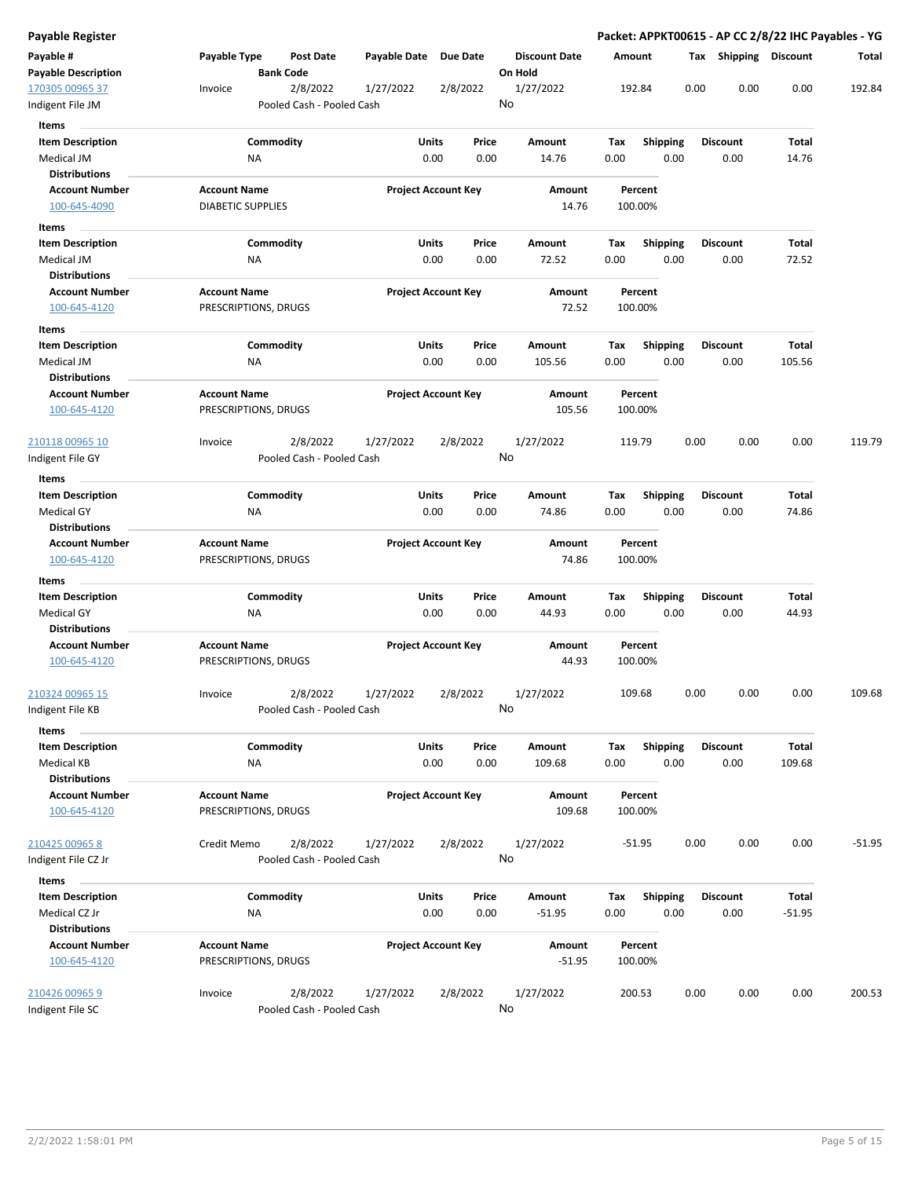# Payable Register

**Packet: APPKT00615 - AP CC 2/8/22 IHC Payables - YG**

| Payable # / Payable Description | Payable Type | Post Date / Bank Code | Payable Date | Due Date | Discount Date / On Hold | Amount | Tax | Shipping | Discount | Total |
|---|---|---|---|---|---|---|---|---|---|---|
| 170305 00965 37 / Indigent File JM | Invoice | 2/8/2022 / Pooled Cash - Pooled Cash | 1/27/2022 | 2/8/2022 | 1/27/2022 / No | 192.84 | 0.00 | 0.00 | 0.00 | 192.84 |

**Items**

| Item Description | Commodity | Units | Price | Amount | Tax | Shipping | Discount | Total |
|---|---|---|---|---|---|---|---|---|
| Medical JM | NA | 0.00 | 0.00 | 14.76 | 0.00 | 0.00 | 0.00 | 14.76 |

**Distributions**

| Account Number | Account Name | Project Account Key | Amount | Percent |
|---|---|---|---|---|
| 100-645-4090 | DIABETIC SUPPLIES | | 14.76 | 100.00% |

**Items**

| Item Description | Commodity | Units | Price | Amount | Tax | Shipping | Discount | Total |
|---|---|---|---|---|---|---|---|---|
| Medical JM | NA | 0.00 | 0.00 | 72.52 | 0.00 | 0.00 | 0.00 | 72.52 |

**Distributions**

| Account Number | Account Name | Project Account Key | Amount | Percent |
|---|---|---|---|---|
| 100-645-4120 | PRESCRIPTIONS, DRUGS | | 72.52 | 100.00% |

**Items**

| Item Description | Commodity | Units | Price | Amount | Tax | Shipping | Discount | Total |
|---|---|---|---|---|---|---|---|---|
| Medical JM | NA | 0.00 | 0.00 | 105.56 | 0.00 | 0.00 | 0.00 | 105.56 |

**Distributions**

| Account Number | Account Name | Project Account Key | Amount | Percent |
|---|---|---|---|---|
| 100-645-4120 | PRESCRIPTIONS, DRUGS | | 105.56 | 100.00% |

| Payable # / Payable Description | Payable Type | Post Date / Bank Code | Payable Date | Due Date | Discount Date / On Hold | Amount | Tax | Shipping | Discount | Total |
|---|---|---|---|---|---|---|---|---|---|---|
| 210118 00965 10 / Indigent File GY | Invoice | 2/8/2022 / Pooled Cash - Pooled Cash | 1/27/2022 | 2/8/2022 | 1/27/2022 / No | 119.79 | 0.00 | 0.00 | 0.00 | 119.79 |

**Items**

| Item Description | Commodity | Units | Price | Amount | Tax | Shipping | Discount | Total |
|---|---|---|---|---|---|---|---|---|
| Medical GY | NA | 0.00 | 0.00 | 74.86 | 0.00 | 0.00 | 0.00 | 74.86 |

**Distributions**

| Account Number | Account Name | Project Account Key | Amount | Percent |
|---|---|---|---|---|
| 100-645-4120 | PRESCRIPTIONS, DRUGS | | 74.86 | 100.00% |

**Items**

| Item Description | Commodity | Units | Price | Amount | Tax | Shipping | Discount | Total |
|---|---|---|---|---|---|---|---|---|
| Medical GY | NA | 0.00 | 0.00 | 44.93 | 0.00 | 0.00 | 0.00 | 44.93 |

**Distributions**

| Account Number | Account Name | Project Account Key | Amount | Percent |
|---|---|---|---|---|
| 100-645-4120 | PRESCRIPTIONS, DRUGS | | 44.93 | 100.00% |

| Payable # / Payable Description | Payable Type | Post Date / Bank Code | Payable Date | Due Date | Discount Date / On Hold | Amount | Tax | Shipping | Discount | Total |
|---|---|---|---|---|---|---|---|---|---|---|
| 210324 00965 15 / Indigent File KB | Invoice | 2/8/2022 / Pooled Cash - Pooled Cash | 1/27/2022 | 2/8/2022 | 1/27/2022 / No | 109.68 | 0.00 | 0.00 | 0.00 | 109.68 |

**Items**

| Item Description | Commodity | Units | Price | Amount | Tax | Shipping | Discount | Total |
|---|---|---|---|---|---|---|---|---|
| Medical KB | NA | 0.00 | 0.00 | 109.68 | 0.00 | 0.00 | 0.00 | 109.68 |

**Distributions**

| Account Number | Account Name | Project Account Key | Amount | Percent |
|---|---|---|---|---|
| 100-645-4120 | PRESCRIPTIONS, DRUGS | | 109.68 | 100.00% |

| Payable # / Payable Description | Payable Type | Post Date / Bank Code | Payable Date | Due Date | Discount Date / On Hold | Amount | Tax | Shipping | Discount | Total |
|---|---|---|---|---|---|---|---|---|---|---|
| 210425 00965 8 / Indigent File CZ Jr | Credit Memo | 2/8/2022 / Pooled Cash - Pooled Cash | 1/27/2022 | 2/8/2022 | 1/27/2022 / No | -51.95 | 0.00 | 0.00 | 0.00 | -51.95 |

**Items**

| Item Description | Commodity | Units | Price | Amount | Tax | Shipping | Discount | Total |
|---|---|---|---|---|---|---|---|---|
| Medical CZ Jr | NA | 0.00 | 0.00 | -51.95 | 0.00 | 0.00 | 0.00 | -51.95 |

**Distributions**

| Account Number | Account Name | Project Account Key | Amount | Percent |
|---|---|---|---|---|
| 100-645-4120 | PRESCRIPTIONS, DRUGS | | -51.95 | 100.00% |

| Payable # / Payable Description | Payable Type | Post Date / Bank Code | Payable Date | Due Date | Discount Date / On Hold | Amount | Tax | Shipping | Discount | Total |
|---|---|---|---|---|---|---|---|---|---|---|
| 210426 00965 9 / Indigent File SC | Invoice | 2/8/2022 / Pooled Cash - Pooled Cash | 1/27/2022 | 2/8/2022 | 1/27/2022 / No | 200.53 | 0.00 | 0.00 | 0.00 | 200.53 |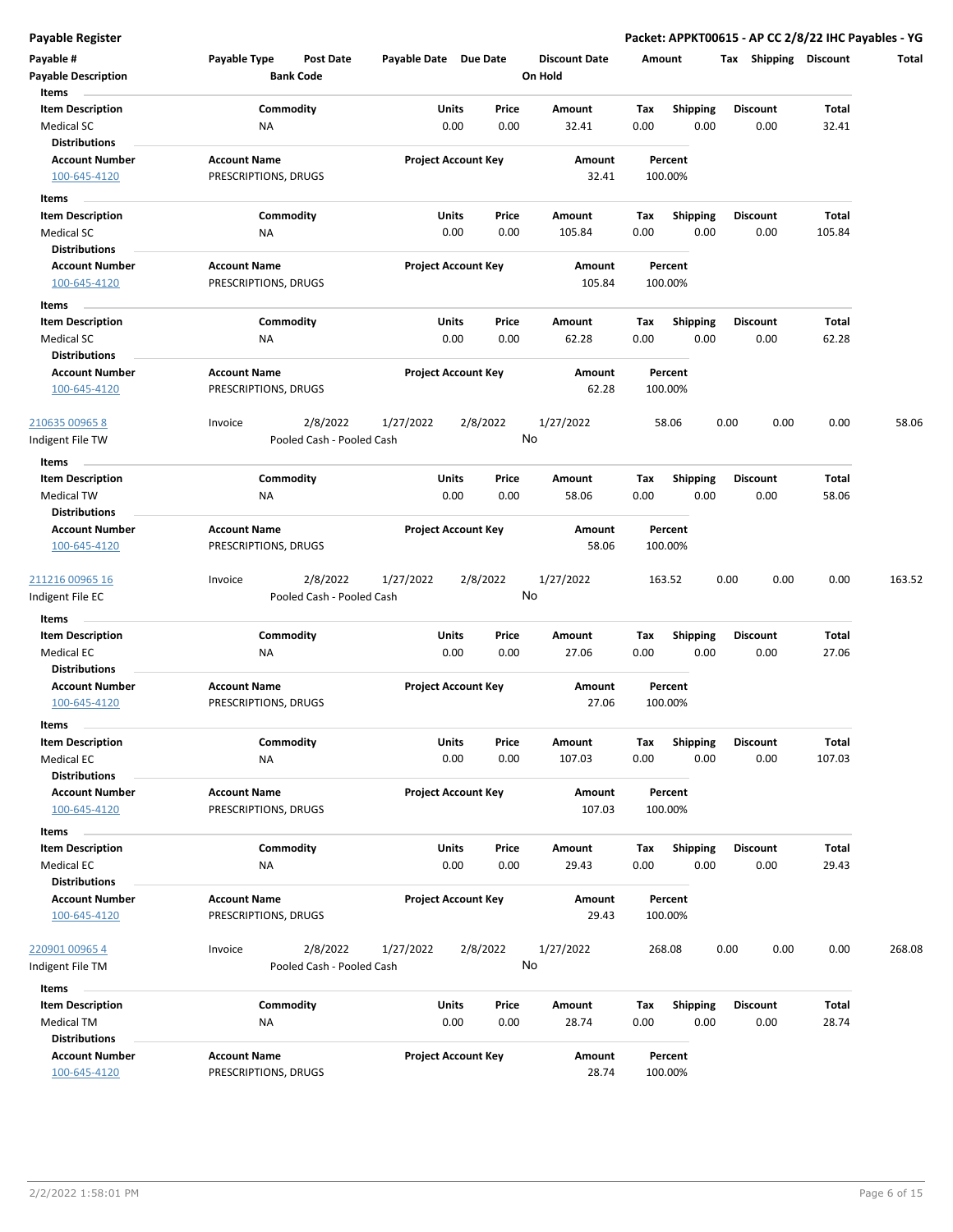**Payable Register** — Packet: APPKT00615 - AP CC 2/8/22 IHC Payables - YG

| Payable # | Payable Type | Post Date | Payable Date | Due Date | Discount Date | Amount | Tax | Shipping | Discount | Total |
|---|---|---|---|---|---|---|---|---|---|---|
| Payable Description | | Bank Code | | | On Hold | | | | | |

**Items**

| Item Description | Commodity | Units | Price | Amount | Tax | Shipping | Discount | Total |
|---|---|---|---|---|---|---|---|---|
| Medical SC | NA | 0.00 | 0.00 | 32.41 | 0.00 | 0.00 | 0.00 | 32.41 |

**Distributions**

| Account Number | Account Name | Project Account Key | Amount | Percent |
|---|---|---|---|---|
| 100-645-4120 | PRESCRIPTIONS, DRUGS | | 32.41 | 100.00% |

**Items**

| Item Description | Commodity | Units | Price | Amount | Tax | Shipping | Discount | Total |
|---|---|---|---|---|---|---|---|---|
| Medical SC | NA | 0.00 | 0.00 | 105.84 | 0.00 | 0.00 | 0.00 | 105.84 |

**Distributions**

| Account Number | Account Name | Project Account Key | Amount | Percent |
|---|---|---|---|---|
| 100-645-4120 | PRESCRIPTIONS, DRUGS | | 105.84 | 100.00% |

**Items**

| Item Description | Commodity | Units | Price | Amount | Tax | Shipping | Discount | Total |
|---|---|---|---|---|---|---|---|---|
| Medical SC | NA | 0.00 | 0.00 | 62.28 | 0.00 | 0.00 | 0.00 | 62.28 |

**Distributions**

| Account Number | Account Name | Project Account Key | Amount | Percent |
|---|---|---|---|---|
| 100-645-4120 | PRESCRIPTIONS, DRUGS | | 62.28 | 100.00% |

| Payable # | Payable Type | Post Date | Payable Date | Due Date | Discount Date | Amount | Tax | Shipping | Discount | Total |
|---|---|---|---|---|---|---|---|---|---|---|
| 210635 00965 8 | Invoice | 2/8/2022 | 1/27/2022 | 2/8/2022 | 1/27/2022 | 58.06 | 0.00 | 0.00 | 0.00 | 58.06 |
| Indigent File TW | | Pooled Cash - Pooled Cash | | | No | | | | | |

**Items**

| Item Description | Commodity | Units | Price | Amount | Tax | Shipping | Discount | Total |
|---|---|---|---|---|---|---|---|---|
| Medical TW | NA | 0.00 | 0.00 | 58.06 | 0.00 | 0.00 | 0.00 | 58.06 |

**Distributions**

| Account Number | Account Name | Project Account Key | Amount | Percent |
|---|---|---|---|---|
| 100-645-4120 | PRESCRIPTIONS, DRUGS | | 58.06 | 100.00% |

| Payable # | Payable Type | Post Date | Payable Date | Due Date | Discount Date | Amount | Tax | Shipping | Discount | Total |
|---|---|---|---|---|---|---|---|---|---|---|
| 211216 00965 16 | Invoice | 2/8/2022 | 1/27/2022 | 2/8/2022 | 1/27/2022 | 163.52 | 0.00 | 0.00 | 0.00 | 163.52 |
| Indigent File EC | | Pooled Cash - Pooled Cash | | | No | | | | | |

**Items**

| Item Description | Commodity | Units | Price | Amount | Tax | Shipping | Discount | Total |
|---|---|---|---|---|---|---|---|---|
| Medical EC | NA | 0.00 | 0.00 | 27.06 | 0.00 | 0.00 | 0.00 | 27.06 |

**Distributions**

| Account Number | Account Name | Project Account Key | Amount | Percent |
|---|---|---|---|---|
| 100-645-4120 | PRESCRIPTIONS, DRUGS | | 27.06 | 100.00% |

**Items**

| Item Description | Commodity | Units | Price | Amount | Tax | Shipping | Discount | Total |
|---|---|---|---|---|---|---|---|---|
| Medical EC | NA | 0.00 | 0.00 | 107.03 | 0.00 | 0.00 | 0.00 | 107.03 |

**Distributions**

| Account Number | Account Name | Project Account Key | Amount | Percent |
|---|---|---|---|---|
| 100-645-4120 | PRESCRIPTIONS, DRUGS | | 107.03 | 100.00% |

**Items**

| Item Description | Commodity | Units | Price | Amount | Tax | Shipping | Discount | Total |
|---|---|---|---|---|---|---|---|---|
| Medical EC | NA | 0.00 | 0.00 | 29.43 | 0.00 | 0.00 | 0.00 | 29.43 |

**Distributions**

| Account Number | Account Name | Project Account Key | Amount | Percent |
|---|---|---|---|---|
| 100-645-4120 | PRESCRIPTIONS, DRUGS | | 29.43 | 100.00% |

| Payable # | Payable Type | Post Date | Payable Date | Due Date | Discount Date | Amount | Tax | Shipping | Discount | Total |
|---|---|---|---|---|---|---|---|---|---|---|
| 220901 00965 4 | Invoice | 2/8/2022 | 1/27/2022 | 2/8/2022 | 1/27/2022 | 268.08 | 0.00 | 0.00 | 0.00 | 268.08 |
| Indigent File TM | | Pooled Cash - Pooled Cash | | | No | | | | | |

**Items**

| Item Description | Commodity | Units | Price | Amount | Tax | Shipping | Discount | Total |
|---|---|---|---|---|---|---|---|---|
| Medical TM | NA | 0.00 | 0.00 | 28.74 | 0.00 | 0.00 | 0.00 | 28.74 |

**Distributions**

| Account Number | Account Name | Project Account Key | Amount | Percent |
|---|---|---|---|---|
| 100-645-4120 | PRESCRIPTIONS, DRUGS | | 28.74 | 100.00% |

2/2/2022 1:58:01 PM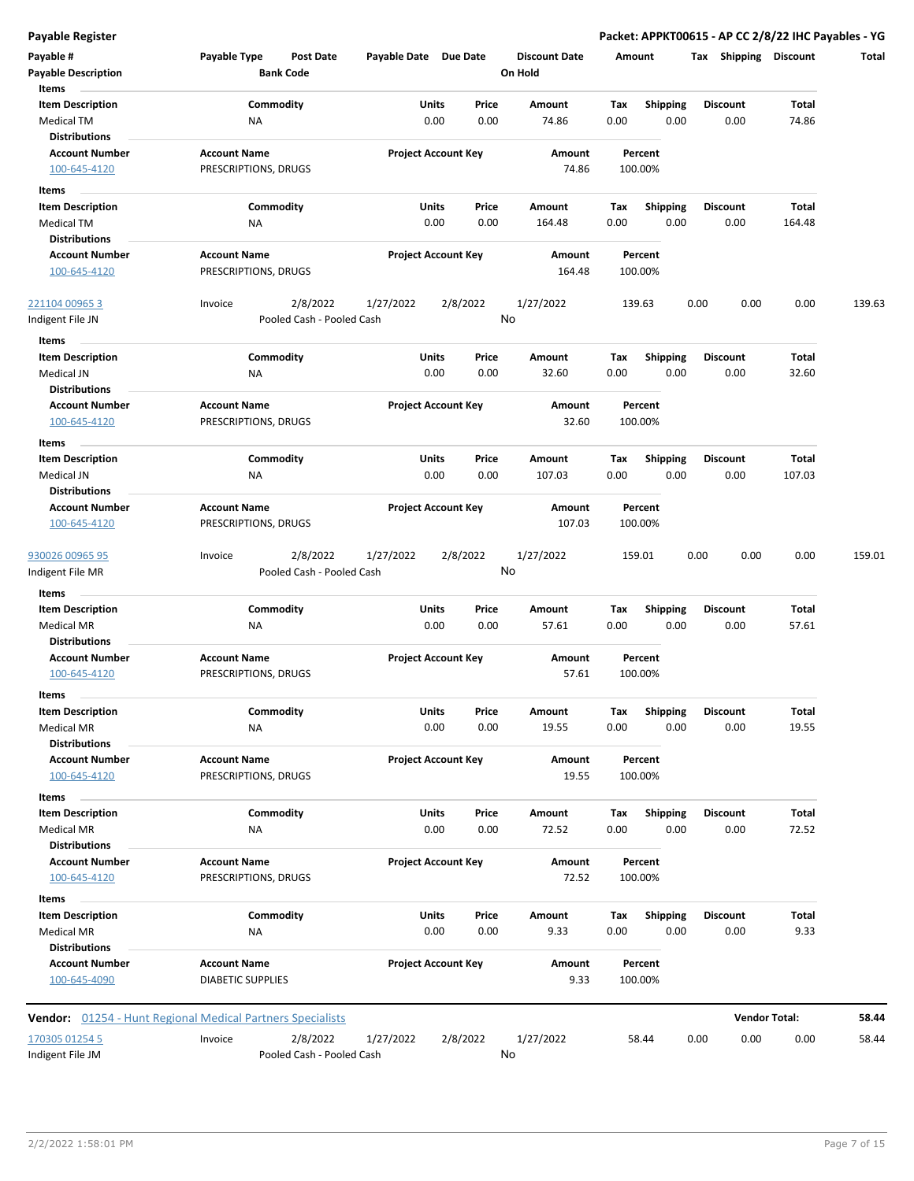**Payable Register** — **Packet: APPKT00615 - AP CC 2/8/22 IHC Payables - YG**

| Payable # | Payable Type | Post Date | Payable Date | Due Date | Discount Date | Amount | Tax | Shipping | Discount | Total |
|---|---|---|---|---|---|---|---|---|---|---|
| **Payable Description** | | **Bank Code** | | | **On Hold** | | | | | |

**Items**

| Item Description | Commodity | Units | Price | Amount | Tax | Shipping | Discount | Total |
|---|---|---|---|---|---|---|---|---|
| Medical TM | NA | 0.00 | 0.00 | 74.86 | 0.00 | 0.00 | 0.00 | 74.86 |

**Distributions**

| Account Number | Account Name | Project Account Key | Amount | Percent |
|---|---|---|---|---|
| 100-645-4120 | PRESCRIPTIONS, DRUGS | | 74.86 | 100.00% |

**Items**

| Item Description | Commodity | Units | Price | Amount | Tax | Shipping | Discount | Total |
|---|---|---|---|---|---|---|---|---|
| Medical TM | NA | 0.00 | 0.00 | 164.48 | 0.00 | 0.00 | 0.00 | 164.48 |

**Distributions**

| Account Number | Account Name | Project Account Key | Amount | Percent |
|---|---|---|---|---|
| 100-645-4120 | PRESCRIPTIONS, DRUGS | | 164.48 | 100.00% |

| Payable # | Payable Type | Post Date | Payable Date | Due Date | Discount Date | Amount | Tax | Shipping | Discount | Total |
|---|---|---|---|---|---|---|---|---|---|---|
| 221104 00965 3 | Invoice | 2/8/2022 | 1/27/2022 | 2/8/2022 | 1/27/2022 | 139.63 | 0.00 | 0.00 | 0.00 | 139.63 |
| Indigent File JN | | Pooled Cash - Pooled Cash | | | No | | | | | |

**Items**

| Item Description | Commodity | Units | Price | Amount | Tax | Shipping | Discount | Total |
|---|---|---|---|---|---|---|---|---|
| Medical JN | NA | 0.00 | 0.00 | 32.60 | 0.00 | 0.00 | 0.00 | 32.60 |

**Distributions**

| Account Number | Account Name | Project Account Key | Amount | Percent |
|---|---|---|---|---|
| 100-645-4120 | PRESCRIPTIONS, DRUGS | | 32.60 | 100.00% |

**Items**

| Item Description | Commodity | Units | Price | Amount | Tax | Shipping | Discount | Total |
|---|---|---|---|---|---|---|---|---|
| Medical JN | NA | 0.00 | 0.00 | 107.03 | 0.00 | 0.00 | 0.00 | 107.03 |

**Distributions**

| Account Number | Account Name | Project Account Key | Amount | Percent |
|---|---|---|---|---|
| 100-645-4120 | PRESCRIPTIONS, DRUGS | | 107.03 | 100.00% |

| Payable # | Payable Type | Post Date | Payable Date | Due Date | Discount Date | Amount | Tax | Shipping | Discount | Total |
|---|---|---|---|---|---|---|---|---|---|---|
| 930026 00965 95 | Invoice | 2/8/2022 | 1/27/2022 | 2/8/2022 | 1/27/2022 | 159.01 | 0.00 | 0.00 | 0.00 | 159.01 |
| Indigent File MR | | Pooled Cash - Pooled Cash | | | No | | | | | |

**Items**

| Item Description | Commodity | Units | Price | Amount | Tax | Shipping | Discount | Total |
|---|---|---|---|---|---|---|---|---|
| Medical MR | NA | 0.00 | 0.00 | 57.61 | 0.00 | 0.00 | 0.00 | 57.61 |

**Distributions**

| Account Number | Account Name | Project Account Key | Amount | Percent |
|---|---|---|---|---|
| 100-645-4120 | PRESCRIPTIONS, DRUGS | | 57.61 | 100.00% |

**Items**

| Item Description | Commodity | Units | Price | Amount | Tax | Shipping | Discount | Total |
|---|---|---|---|---|---|---|---|---|
| Medical MR | NA | 0.00 | 0.00 | 19.55 | 0.00 | 0.00 | 0.00 | 19.55 |

**Distributions**

| Account Number | Account Name | Project Account Key | Amount | Percent |
|---|---|---|---|---|
| 100-645-4120 | PRESCRIPTIONS, DRUGS | | 19.55 | 100.00% |

**Items**

| Item Description | Commodity | Units | Price | Amount | Tax | Shipping | Discount | Total |
|---|---|---|---|---|---|---|---|---|
| Medical MR | NA | 0.00 | 0.00 | 72.52 | 0.00 | 0.00 | 0.00 | 72.52 |

**Distributions**

| Account Number | Account Name | Project Account Key | Amount | Percent |
|---|---|---|---|---|
| 100-645-4120 | PRESCRIPTIONS, DRUGS | | 72.52 | 100.00% |

**Items**

| Item Description | Commodity | Units | Price | Amount | Tax | Shipping | Discount | Total |
|---|---|---|---|---|---|---|---|---|
| Medical MR | NA | 0.00 | 0.00 | 9.33 | 0.00 | 0.00 | 0.00 | 9.33 |

**Distributions**

| Account Number | Account Name | Project Account Key | Amount | Percent |
|---|---|---|---|---|
| 100-645-4090 | DIABETIC SUPPLIES | | 9.33 | 100.00% |

**Vendor:** 01254 - Hunt Regional Medical Partners Specialists — **Vendor Total: 58.44**

| Payable # | Payable Type | Post Date | Payable Date | Due Date | Discount Date | Amount | Tax | Shipping | Discount | Total |
|---|---|---|---|---|---|---|---|---|---|---|
| 170305 01254 5 | Invoice | 2/8/2022 | 1/27/2022 | 2/8/2022 | 1/27/2022 | 58.44 | 0.00 | 0.00 | 0.00 | 58.44 |
| Indigent File JM | | Pooled Cash - Pooled Cash | | | No | | | | | |

2/2/2022 1:58:01 PM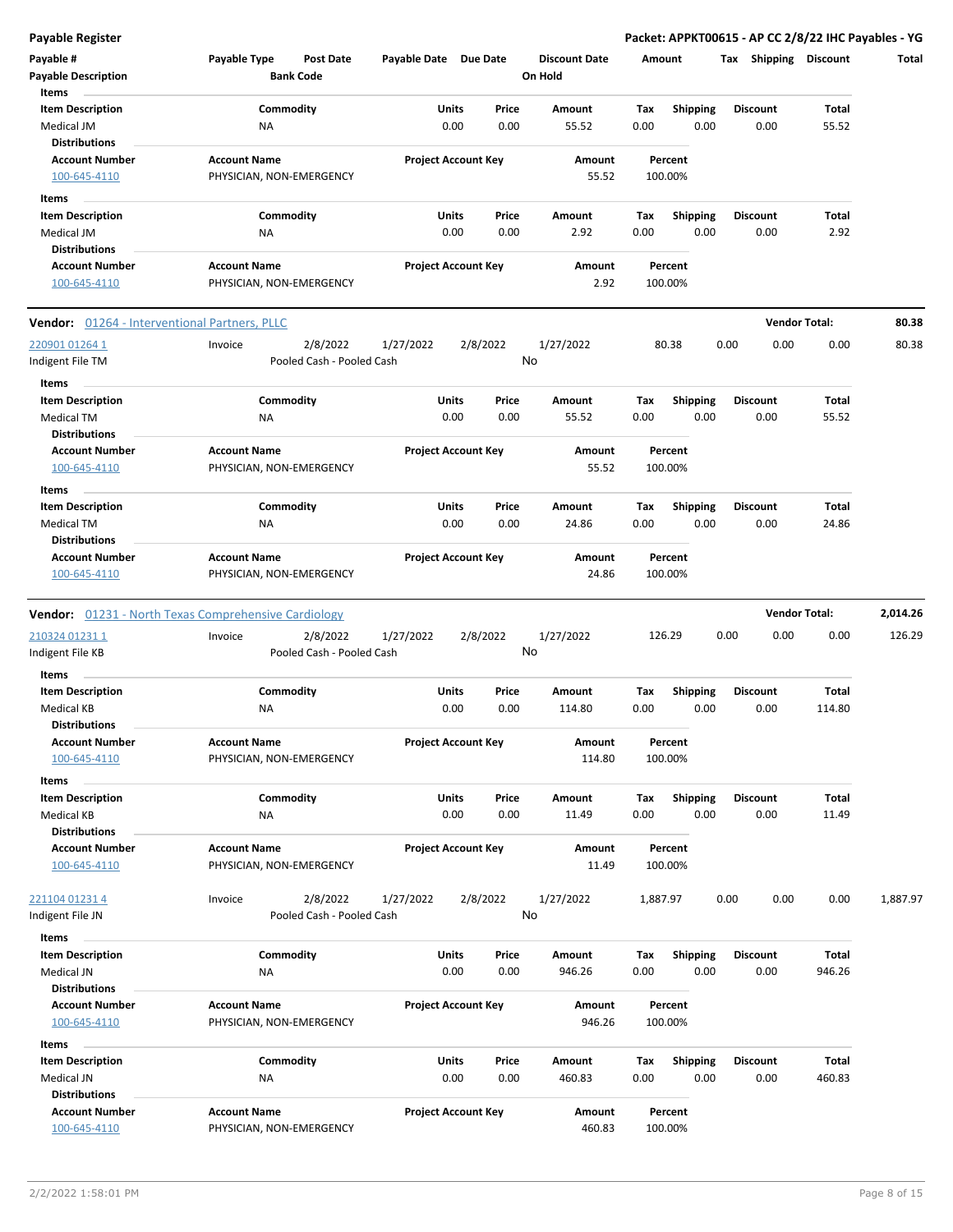**Payable Register** — **Packet: APPKT00615 - AP CC 2/8/22 IHC Payables - YG**

| Payable # | Payable Type | Post Date | Payable Date | Due Date | Discount Date | Amount | Tax | Shipping | Discount | Total |
|---|---|---|---|---|---|---|---|---|---|---|
| Payable Description | | Bank Code | | | On Hold | | | | | |

**Items**

| Item Description | Commodity | Units | Price | Amount | Tax | Shipping | Discount | Total |
|---|---|---|---|---|---|---|---|---|
| Medical JM | NA | 0.00 | 0.00 | 55.52 | 0.00 | 0.00 | 0.00 | 55.52 |

**Distributions**

| Account Number | Account Name | Project Account Key | Amount | Percent |
|---|---|---|---|---|
| 100-645-4110 | PHYSICIAN, NON-EMERGENCY | | 55.52 | 100.00% |

**Items**

| Item Description | Commodity | Units | Price | Amount | Tax | Shipping | Discount | Total |
|---|---|---|---|---|---|---|---|---|
| Medical JM | NA | 0.00 | 0.00 | 2.92 | 0.00 | 0.00 | 0.00 | 2.92 |

**Distributions**

| Account Number | Account Name | Project Account Key | Amount | Percent |
|---|---|---|---|---|
| 100-645-4110 | PHYSICIAN, NON-EMERGENCY | | 2.92 | 100.00% |

---

**Vendor: 01264 - Interventional Partners, PLLC** — **Vendor Total: 80.38**

| Payable # | Payable Type | Post Date | Payable Date | Due Date | Discount Date | Amount | Tax | Shipping | Discount | Total |
|---|---|---|---|---|---|---|---|---|---|---|
| 220901 01264 1 | Invoice | 2/8/2022 | 1/27/2022 | 2/8/2022 | 1/27/2022 | 80.38 | 0.00 | 0.00 | 0.00 | 80.38 |
| Indigent File TM | | Pooled Cash - Pooled Cash | | | No | | | | | |

**Items**

| Item Description | Commodity | Units | Price | Amount | Tax | Shipping | Discount | Total |
|---|---|---|---|---|---|---|---|---|
| Medical TM | NA | 0.00 | 0.00 | 55.52 | 0.00 | 0.00 | 0.00 | 55.52 |

**Distributions**

| Account Number | Account Name | Project Account Key | Amount | Percent |
|---|---|---|---|---|
| 100-645-4110 | PHYSICIAN, NON-EMERGENCY | | 55.52 | 100.00% |

**Items**

| Item Description | Commodity | Units | Price | Amount | Tax | Shipping | Discount | Total |
|---|---|---|---|---|---|---|---|---|
| Medical TM | NA | 0.00 | 0.00 | 24.86 | 0.00 | 0.00 | 0.00 | 24.86 |

**Distributions**

| Account Number | Account Name | Project Account Key | Amount | Percent |
|---|---|---|---|---|
| 100-645-4110 | PHYSICIAN, NON-EMERGENCY | | 24.86 | 100.00% |

---

**Vendor: 01231 - North Texas Comprehensive Cardiology** — **Vendor Total: 2,014.26**

| Payable # | Payable Type | Post Date | Payable Date | Due Date | Discount Date | Amount | Tax | Shipping | Discount | Total |
|---|---|---|---|---|---|---|---|---|---|---|
| 210324 01231 1 | Invoice | 2/8/2022 | 1/27/2022 | 2/8/2022 | 1/27/2022 | 126.29 | 0.00 | 0.00 | 0.00 | 126.29 |
| Indigent File KB | | Pooled Cash - Pooled Cash | | | No | | | | | |

**Items**

| Item Description | Commodity | Units | Price | Amount | Tax | Shipping | Discount | Total |
|---|---|---|---|---|---|---|---|---|
| Medical KB | NA | 0.00 | 0.00 | 114.80 | 0.00 | 0.00 | 0.00 | 114.80 |

**Distributions**

| Account Number | Account Name | Project Account Key | Amount | Percent |
|---|---|---|---|---|
| 100-645-4110 | PHYSICIAN, NON-EMERGENCY | | 114.80 | 100.00% |

**Items**

| Item Description | Commodity | Units | Price | Amount | Tax | Shipping | Discount | Total |
|---|---|---|---|---|---|---|---|---|
| Medical KB | NA | 0.00 | 0.00 | 11.49 | 0.00 | 0.00 | 0.00 | 11.49 |

**Distributions**

| Account Number | Account Name | Project Account Key | Amount | Percent |
|---|---|---|---|---|
| 100-645-4110 | PHYSICIAN, NON-EMERGENCY | | 11.49 | 100.00% |

| Payable # | Payable Type | Post Date | Payable Date | Due Date | Discount Date | Amount | Tax | Shipping | Discount | Total |
|---|---|---|---|---|---|---|---|---|---|---|
| 221104 01231 4 | Invoice | 2/8/2022 | 1/27/2022 | 2/8/2022 | 1/27/2022 | 1,887.97 | 0.00 | 0.00 | 0.00 | 1,887.97 |
| Indigent File JN | | Pooled Cash - Pooled Cash | | | No | | | | | |

**Items**

| Item Description | Commodity | Units | Price | Amount | Tax | Shipping | Discount | Total |
|---|---|---|---|---|---|---|---|---|
| Medical JN | NA | 0.00 | 0.00 | 946.26 | 0.00 | 0.00 | 0.00 | 946.26 |

**Distributions**

| Account Number | Account Name | Project Account Key | Amount | Percent |
|---|---|---|---|---|
| 100-645-4110 | PHYSICIAN, NON-EMERGENCY | | 946.26 | 100.00% |

**Items**

| Item Description | Commodity | Units | Price | Amount | Tax | Shipping | Discount | Total |
|---|---|---|---|---|---|---|---|---|
| Medical JN | NA | 0.00 | 0.00 | 460.83 | 0.00 | 0.00 | 0.00 | 460.83 |

**Distributions**

| Account Number | Account Name | Project Account Key | Amount | Percent |
|---|---|---|---|---|
| 100-645-4110 | PHYSICIAN, NON-EMERGENCY | | 460.83 | 100.00% |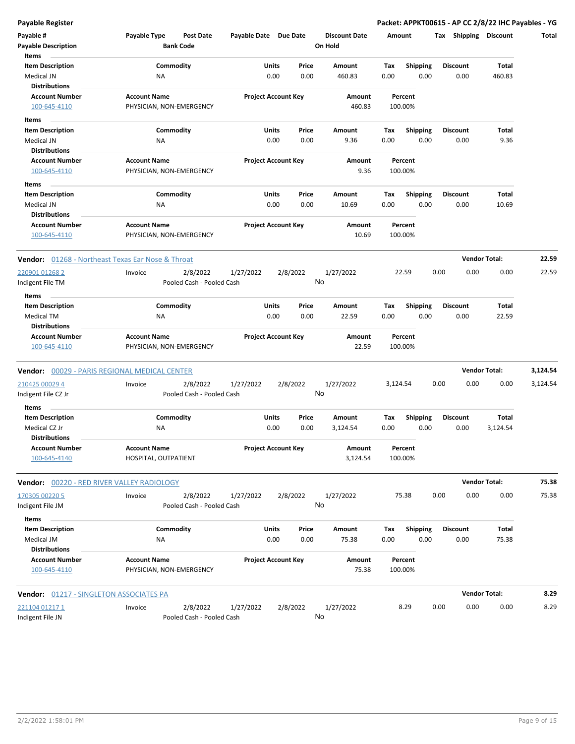**Payable Register** — **Packet: APPKT00615 - AP CC 2/8/22 IHC Payables - YG**

| Payable # | Payable Type | Post Date | Payable Date | Due Date | Discount Date | Amount | Tax | Shipping | Discount | Total |
|---|---|---|---|---|---|---|---|---|---|---|
| Payable Description | | Bank Code | | | On Hold | | | | | |

**Items**

| Item Description | Commodity | Units | Price | Amount | Tax | Shipping | Discount | Total |
|---|---|---|---|---|---|---|---|---|
| Medical JN | NA | 0.00 | 0.00 | 460.83 | 0.00 | 0.00 | 0.00 | 460.83 |

**Distributions**

| Account Number | Account Name | Project Account Key | Amount | Percent |
|---|---|---|---|---|
| 100-645-4110 | PHYSICIAN, NON-EMERGENCY | | 460.83 | 100.00% |

**Items**

| Item Description | Commodity | Units | Price | Amount | Tax | Shipping | Discount | Total |
|---|---|---|---|---|---|---|---|---|
| Medical JN | NA | 0.00 | 0.00 | 9.36 | 0.00 | 0.00 | 0.00 | 9.36 |

**Distributions**

| Account Number | Account Name | Project Account Key | Amount | Percent |
|---|---|---|---|---|
| 100-645-4110 | PHYSICIAN, NON-EMERGENCY | | 9.36 | 100.00% |

**Items**

| Item Description | Commodity | Units | Price | Amount | Tax | Shipping | Discount | Total |
|---|---|---|---|---|---|---|---|---|
| Medical JN | NA | 0.00 | 0.00 | 10.69 | 0.00 | 0.00 | 0.00 | 10.69 |

**Distributions**

| Account Number | Account Name | Project Account Key | Amount | Percent |
|---|---|---|---|---|
| 100-645-4110 | PHYSICIAN, NON-EMERGENCY | | 10.69 | 100.00% |

---

**Vendor:** 01268 - Northeast Texas Ear Nose & Throat — **Vendor Total: 22.59**

| Payable # | Payable Type | Post Date | Payable Date | Due Date | Discount Date | Amount | Tax | Shipping | Discount | Total |
|---|---|---|---|---|---|---|---|---|---|---|
| 220901 01268 2 | Invoice | 2/8/2022 | 1/27/2022 | 2/8/2022 | 1/27/2022 | 22.59 | 0.00 | 0.00 | 0.00 | 22.59 |
| Indigent File TM | | Pooled Cash - Pooled Cash | | | No | | | | | |

**Items**

| Item Description | Commodity | Units | Price | Amount | Tax | Shipping | Discount | Total |
|---|---|---|---|---|---|---|---|---|
| Medical TM | NA | 0.00 | 0.00 | 22.59 | 0.00 | 0.00 | 0.00 | 22.59 |

**Distributions**

| Account Number | Account Name | Project Account Key | Amount | Percent |
|---|---|---|---|---|
| 100-645-4110 | PHYSICIAN, NON-EMERGENCY | | 22.59 | 100.00% |

---

**Vendor:** 00029 - PARIS REGIONAL MEDICAL CENTER — **Vendor Total: 3,124.54**

| Payable # | Payable Type | Post Date | Payable Date | Due Date | Discount Date | Amount | Tax | Shipping | Discount | Total |
|---|---|---|---|---|---|---|---|---|---|---|
| 210425 00029 4 | Invoice | 2/8/2022 | 1/27/2022 | 2/8/2022 | 1/27/2022 | 3,124.54 | 0.00 | 0.00 | 0.00 | 3,124.54 |
| Indigent File CZ Jr | | Pooled Cash - Pooled Cash | | | No | | | | | |

**Items**

| Item Description | Commodity | Units | Price | Amount | Tax | Shipping | Discount | Total |
|---|---|---|---|---|---|---|---|---|
| Medical CZ Jr | NA | 0.00 | 0.00 | 3,124.54 | 0.00 | 0.00 | 0.00 | 3,124.54 |

**Distributions**

| Account Number | Account Name | Project Account Key | Amount | Percent |
|---|---|---|---|---|
| 100-645-4140 | HOSPITAL, OUTPATIENT | | 3,124.54 | 100.00% |

---

**Vendor:** 00220 - RED RIVER VALLEY RADIOLOGY — **Vendor Total: 75.38**

| Payable # | Payable Type | Post Date | Payable Date | Due Date | Discount Date | Amount | Tax | Shipping | Discount | Total |
|---|---|---|---|---|---|---|---|---|---|---|
| 170305 00220 5 | Invoice | 2/8/2022 | 1/27/2022 | 2/8/2022 | 1/27/2022 | 75.38 | 0.00 | 0.00 | 0.00 | 75.38 |
| Indigent File JM | | Pooled Cash - Pooled Cash | | | No | | | | | |

**Items**

| Item Description | Commodity | Units | Price | Amount | Tax | Shipping | Discount | Total |
|---|---|---|---|---|---|---|---|---|
| Medical JM | NA | 0.00 | 0.00 | 75.38 | 0.00 | 0.00 | 0.00 | 75.38 |

**Distributions**

| Account Number | Account Name | Project Account Key | Amount | Percent |
|---|---|---|---|---|
| 100-645-4110 | PHYSICIAN, NON-EMERGENCY | | 75.38 | 100.00% |

---

**Vendor:** 01217 - SINGLETON ASSOCIATES PA — **Vendor Total: 8.29**

| Payable # | Payable Type | Post Date | Payable Date | Due Date | Discount Date | Amount | Tax | Shipping | Discount | Total |
|---|---|---|---|---|---|---|---|---|---|---|
| 221104 01217 1 | Invoice | 2/8/2022 | 1/27/2022 | 2/8/2022 | 1/27/2022 | 8.29 | 0.00 | 0.00 | 0.00 | 8.29 |
| Indigent File JN | | Pooled Cash - Pooled Cash | | | No | | | | | |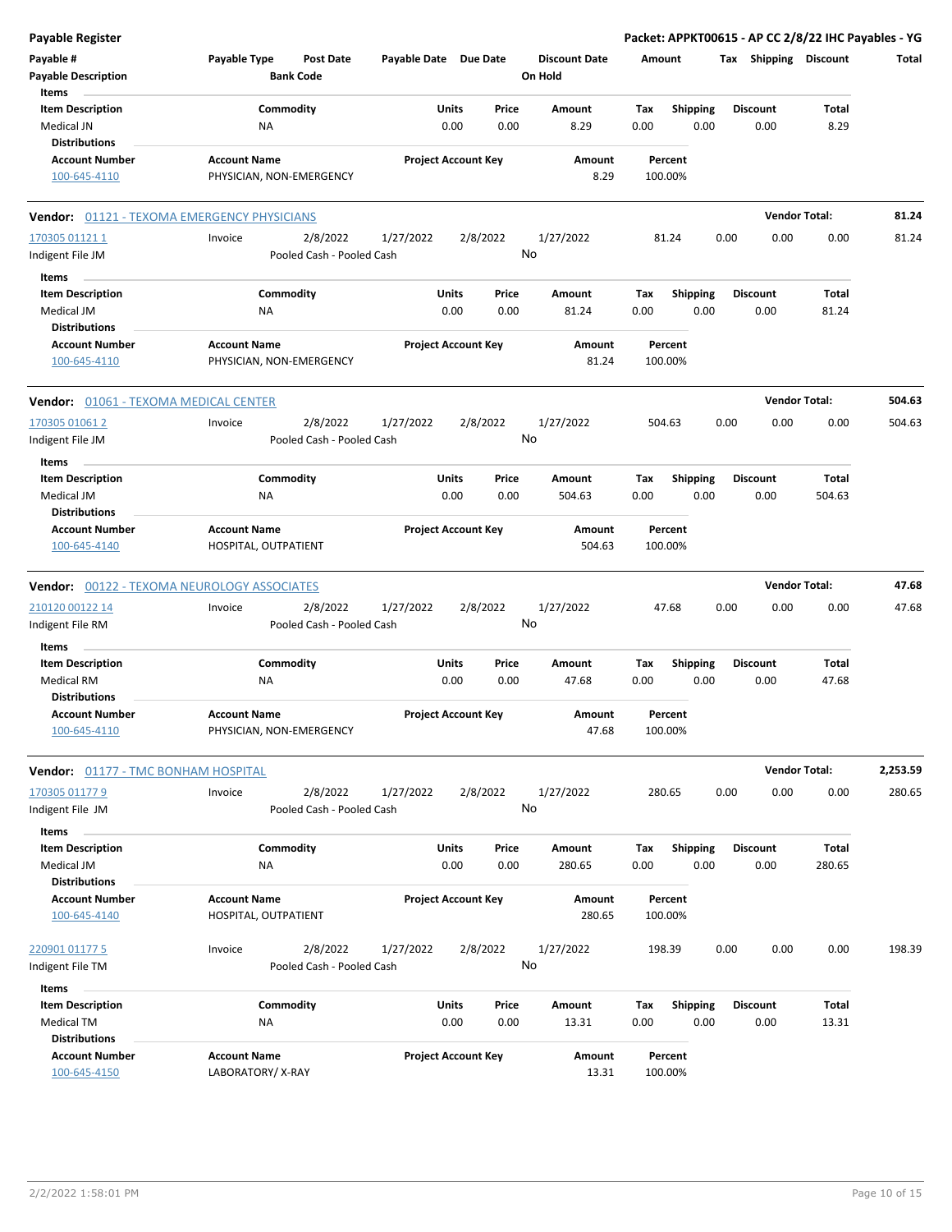| Payable # | Payable Type | Post Date | Payable Date | Due Date | Discount Date | Amount | Tax | Shipping | Discount | Total |
|---|---|---|---|---|---|---|---|---|---|---|
| Payable Description | | Bank Code | | | On Hold | | | | | |

**Items**

| Item Description | Commodity | Units | Price | Amount | Tax | Shipping | Discount | Total |
|---|---|---|---|---|---|---|---|---|
| Medical JN | NA | 0.00 | 0.00 | 8.29 | 0.00 | 0.00 | 0.00 | 8.29 |

**Distributions**

| Account Number | Account Name | Project Account Key | Amount | Percent |
|---|---|---|---|---|
| 100-645-4110 | PHYSICIAN, NON-EMERGENCY | | 8.29 | 100.00% |

**Vendor:** 01121 - TEXOMA EMERGENCY PHYSICIANS — **Vendor Total:** 81.24

| Payable # | Payable Type | Post Date | Payable Date | Due Date | Discount Date | Amount | Tax | Shipping | Discount | Total |
|---|---|---|---|---|---|---|---|---|---|---|
| 170305 01121 1 | Invoice | 2/8/2022 | 1/27/2022 | 2/8/2022 | 1/27/2022 | 81.24 | 0.00 | 0.00 | 0.00 | 81.24 |
| Indigent File JM | | Pooled Cash - Pooled Cash | | | No | | | | | |

**Items**

| Item Description | Commodity | Units | Price | Amount | Tax | Shipping | Discount | Total |
|---|---|---|---|---|---|---|---|---|
| Medical JM | NA | 0.00 | 0.00 | 81.24 | 0.00 | 0.00 | 0.00 | 81.24 |

**Distributions**

| Account Number | Account Name | Project Account Key | Amount | Percent |
|---|---|---|---|---|
| 100-645-4110 | PHYSICIAN, NON-EMERGENCY | | 81.24 | 100.00% |

**Vendor:** 01061 - TEXOMA MEDICAL CENTER — **Vendor Total:** 504.63

| Payable # | Payable Type | Post Date | Payable Date | Due Date | Discount Date | Amount | Tax | Shipping | Discount | Total |
|---|---|---|---|---|---|---|---|---|---|---|
| 170305 01061 2 | Invoice | 2/8/2022 | 1/27/2022 | 2/8/2022 | 1/27/2022 | 504.63 | 0.00 | 0.00 | 0.00 | 504.63 |
| Indigent File JM | | Pooled Cash - Pooled Cash | | | No | | | | | |

**Items**

| Item Description | Commodity | Units | Price | Amount | Tax | Shipping | Discount | Total |
|---|---|---|---|---|---|---|---|---|
| Medical JM | NA | 0.00 | 0.00 | 504.63 | 0.00 | 0.00 | 0.00 | 504.63 |

**Distributions**

| Account Number | Account Name | Project Account Key | Amount | Percent |
|---|---|---|---|---|
| 100-645-4140 | HOSPITAL, OUTPATIENT | | 504.63 | 100.00% |

**Vendor:** 00122 - TEXOMA NEUROLOGY ASSOCIATES — **Vendor Total:** 47.68

| Payable # | Payable Type | Post Date | Payable Date | Due Date | Discount Date | Amount | Tax | Shipping | Discount | Total |
|---|---|---|---|---|---|---|---|---|---|---|
| 210120 00122 14 | Invoice | 2/8/2022 | 1/27/2022 | 2/8/2022 | 1/27/2022 | 47.68 | 0.00 | 0.00 | 0.00 | 47.68 |
| Indigent File RM | | Pooled Cash - Pooled Cash | | | No | | | | | |

**Items**

| Item Description | Commodity | Units | Price | Amount | Tax | Shipping | Discount | Total |
|---|---|---|---|---|---|---|---|---|
| Medical RM | NA | 0.00 | 0.00 | 47.68 | 0.00 | 0.00 | 0.00 | 47.68 |

**Distributions**

| Account Number | Account Name | Project Account Key | Amount | Percent |
|---|---|---|---|---|
| 100-645-4110 | PHYSICIAN, NON-EMERGENCY | | 47.68 | 100.00% |

**Vendor:** 01177 - TMC BONHAM HOSPITAL — **Vendor Total:** 2,253.59

| Payable # | Payable Type | Post Date | Payable Date | Due Date | Discount Date | Amount | Tax | Shipping | Discount | Total |
|---|---|---|---|---|---|---|---|---|---|---|
| 170305 01177 9 | Invoice | 2/8/2022 | 1/27/2022 | 2/8/2022 | 1/27/2022 | 280.65 | 0.00 | 0.00 | 0.00 | 280.65 |
| Indigent File JM | | Pooled Cash - Pooled Cash | | | No | | | | | |

**Items**

| Item Description | Commodity | Units | Price | Amount | Tax | Shipping | Discount | Total |
|---|---|---|---|---|---|---|---|---|
| Medical JM | NA | 0.00 | 0.00 | 280.65 | 0.00 | 0.00 | 0.00 | 280.65 |

**Distributions**

| Account Number | Account Name | Project Account Key | Amount | Percent |
|---|---|---|---|---|
| 100-645-4140 | HOSPITAL, OUTPATIENT | | 280.65 | 100.00% |

| Payable # | Payable Type | Post Date | Payable Date | Due Date | Discount Date | Amount | Tax | Shipping | Discount | Total |
|---|---|---|---|---|---|---|---|---|---|---|
| 220901 01177 5 | Invoice | 2/8/2022 | 1/27/2022 | 2/8/2022 | 1/27/2022 | 198.39 | 0.00 | 0.00 | 0.00 | 198.39 |
| Indigent File TM | | Pooled Cash - Pooled Cash | | | No | | | | | |

**Items**

| Item Description | Commodity | Units | Price | Amount | Tax | Shipping | Discount | Total |
|---|---|---|---|---|---|---|---|---|
| Medical TM | NA | 0.00 | 0.00 | 13.31 | 0.00 | 0.00 | 0.00 | 13.31 |

**Distributions**

| Account Number | Account Name | Project Account Key | Amount | Percent |
|---|---|---|---|---|
| 100-645-4150 | LABORATORY/ X-RAY | | 13.31 | 100.00% |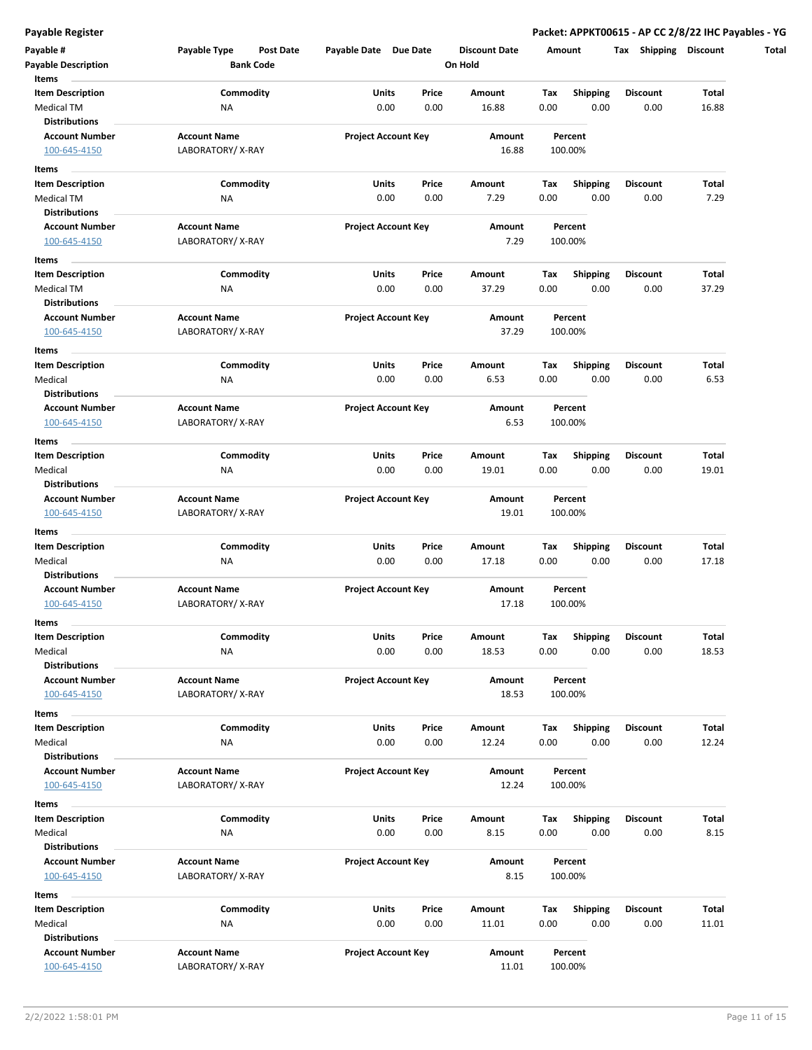**Payable Register** | **Packet: APPKT00615 - AP CC 2/8/22 IHC Payables - YG**

| Payable # | Payable Type | Post Date | Payable Date | Due Date | Discount Date | Amount | Tax | Shipping | Discount | Total |
|---|---|---|---|---|---|---|---|---|---|---|
| **Payable Description** | | **Bank Code** | | | **On Hold** | | | | | |

**Items**

| Item Description | Commodity | Units | Price | Amount | Tax | Shipping | Discount | Total |
|---|---|---|---|---|---|---|---|---|
| Medical TM | NA | 0.00 | 0.00 | 16.88 | 0.00 | 0.00 | 0.00 | 16.88 |

**Distributions**

| Account Number | Account Name | Project Account Key | Amount | Percent |
|---|---|---|---|---|
| 100-645-4150 | LABORATORY/ X-RAY | | 16.88 | 100.00% |

**Items**

| Item Description | Commodity | Units | Price | Amount | Tax | Shipping | Discount | Total |
|---|---|---|---|---|---|---|---|---|
| Medical TM | NA | 0.00 | 0.00 | 7.29 | 0.00 | 0.00 | 0.00 | 7.29 |

**Distributions**

| Account Number | Account Name | Project Account Key | Amount | Percent |
|---|---|---|---|---|
| 100-645-4150 | LABORATORY/ X-RAY | | 7.29 | 100.00% |

**Items**

| Item Description | Commodity | Units | Price | Amount | Tax | Shipping | Discount | Total |
|---|---|---|---|---|---|---|---|---|
| Medical TM | NA | 0.00 | 0.00 | 37.29 | 0.00 | 0.00 | 0.00 | 37.29 |

**Distributions**

| Account Number | Account Name | Project Account Key | Amount | Percent |
|---|---|---|---|---|
| 100-645-4150 | LABORATORY/ X-RAY | | 37.29 | 100.00% |

**Items**

| Item Description | Commodity | Units | Price | Amount | Tax | Shipping | Discount | Total |
|---|---|---|---|---|---|---|---|---|
| Medical | NA | 0.00 | 0.00 | 6.53 | 0.00 | 0.00 | 0.00 | 6.53 |

**Distributions**

| Account Number | Account Name | Project Account Key | Amount | Percent |
|---|---|---|---|---|
| 100-645-4150 | LABORATORY/ X-RAY | | 6.53 | 100.00% |

**Items**

| Item Description | Commodity | Units | Price | Amount | Tax | Shipping | Discount | Total |
|---|---|---|---|---|---|---|---|---|
| Medical | NA | 0.00 | 0.00 | 19.01 | 0.00 | 0.00 | 0.00 | 19.01 |

**Distributions**

| Account Number | Account Name | Project Account Key | Amount | Percent |
|---|---|---|---|---|
| 100-645-4150 | LABORATORY/ X-RAY | | 19.01 | 100.00% |

**Items**

| Item Description | Commodity | Units | Price | Amount | Tax | Shipping | Discount | Total |
|---|---|---|---|---|---|---|---|---|
| Medical | NA | 0.00 | 0.00 | 17.18 | 0.00 | 0.00 | 0.00 | 17.18 |

**Distributions**

| Account Number | Account Name | Project Account Key | Amount | Percent |
|---|---|---|---|---|
| 100-645-4150 | LABORATORY/ X-RAY | | 17.18 | 100.00% |

**Items**

| Item Description | Commodity | Units | Price | Amount | Tax | Shipping | Discount | Total |
|---|---|---|---|---|---|---|---|---|
| Medical | NA | 0.00 | 0.00 | 18.53 | 0.00 | 0.00 | 0.00 | 18.53 |

**Distributions**

| Account Number | Account Name | Project Account Key | Amount | Percent |
|---|---|---|---|---|
| 100-645-4150 | LABORATORY/ X-RAY | | 18.53 | 100.00% |

**Items**

| Item Description | Commodity | Units | Price | Amount | Tax | Shipping | Discount | Total |
|---|---|---|---|---|---|---|---|---|
| Medical | NA | 0.00 | 0.00 | 12.24 | 0.00 | 0.00 | 0.00 | 12.24 |

**Distributions**

| Account Number | Account Name | Project Account Key | Amount | Percent |
|---|---|---|---|---|
| 100-645-4150 | LABORATORY/ X-RAY | | 12.24 | 100.00% |

**Items**

| Item Description | Commodity | Units | Price | Amount | Tax | Shipping | Discount | Total |
|---|---|---|---|---|---|---|---|---|
| Medical | NA | 0.00 | 0.00 | 8.15 | 0.00 | 0.00 | 0.00 | 8.15 |

**Distributions**

| Account Number | Account Name | Project Account Key | Amount | Percent |
|---|---|---|---|---|
| 100-645-4150 | LABORATORY/ X-RAY | | 8.15 | 100.00% |

**Items**

| Item Description | Commodity | Units | Price | Amount | Tax | Shipping | Discount | Total |
|---|---|---|---|---|---|---|---|---|
| Medical | NA | 0.00 | 0.00 | 11.01 | 0.00 | 0.00 | 0.00 | 11.01 |

**Distributions**

| Account Number | Account Name | Project Account Key | Amount | Percent |
|---|---|---|---|---|
| 100-645-4150 | LABORATORY/ X-RAY | | 11.01 | 100.00% |

2/2/2022 1:58:01 PM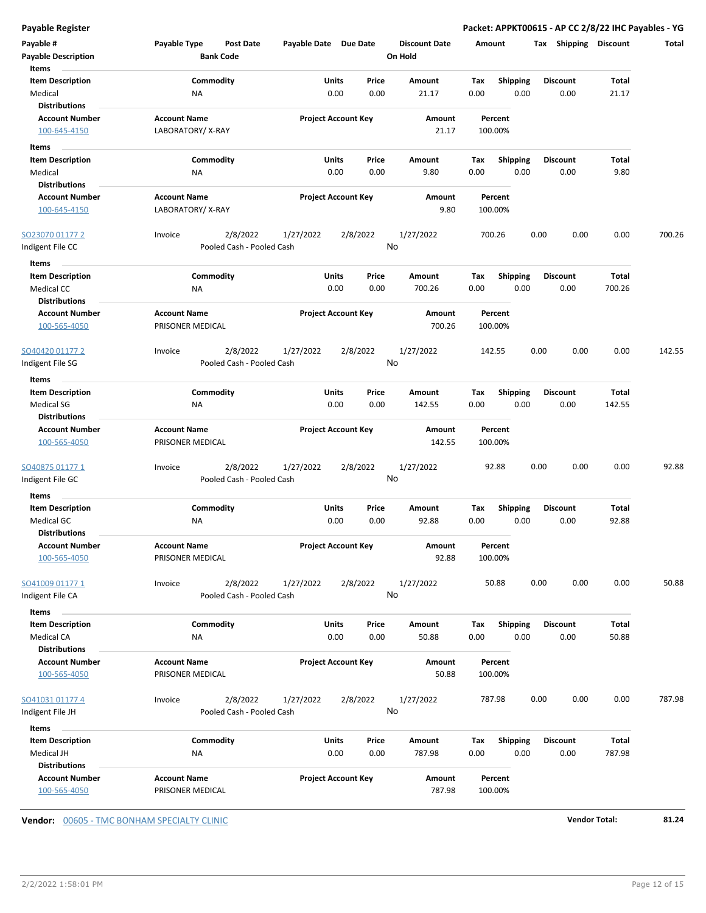**Payable Register** — **Packet: APPKT00615 - AP CC 2/8/22 IHC Payables - YG**

| Payable # | Payable Type | Post Date | Payable Date | Due Date | Discount Date | Amount | Tax | Shipping | Discount | Total |
|---|---|---|---|---|---|---|---|---|---|---|
| Payable Description | | Bank Code | | | On Hold | | | | | |

**Items**

| Item Description | Commodity | Units | Price | Amount | Tax | Shipping | Discount | Total |
|---|---|---|---|---|---|---|---|---|
| Medical | NA | 0.00 | 0.00 | 21.17 | 0.00 | 0.00 | 0.00 | 21.17 |

**Distributions**

| Account Number | Account Name | Project Account Key | Amount | Percent |
|---|---|---|---|---|
| 100-645-4150 | LABORATORY/ X-RAY | | 21.17 | 100.00% |

**Items**

| Item Description | Commodity | Units | Price | Amount | Tax | Shipping | Discount | Total |
|---|---|---|---|---|---|---|---|---|
| Medical | NA | 0.00 | 0.00 | 9.80 | 0.00 | 0.00 | 0.00 | 9.80 |

**Distributions**

| Account Number | Account Name | Project Account Key | Amount | Percent |
|---|---|---|---|---|
| 100-645-4150 | LABORATORY/ X-RAY | | 9.80 | 100.00% |

| Payable # | Payable Type | Post Date | Payable Date | Due Date | Discount Date | Amount | Tax | Shipping | Discount | Total |
|---|---|---|---|---|---|---|---|---|---|---|
| SO23070 01177 2 | Invoice | 2/8/2022 | 1/27/2022 | 2/8/2022 | 1/27/2022 | 700.26 | 0.00 | 0.00 | 0.00 | 700.26 |
| Indigent File CC | | Pooled Cash - Pooled Cash | | | No | | | | | |

**Items**

| Item Description | Commodity | Units | Price | Amount | Tax | Shipping | Discount | Total |
|---|---|---|---|---|---|---|---|---|
| Medical CC | NA | 0.00 | 0.00 | 700.26 | 0.00 | 0.00 | 0.00 | 700.26 |

**Distributions**

| Account Number | Account Name | Project Account Key | Amount | Percent |
|---|---|---|---|---|
| 100-565-4050 | PRISONER MEDICAL | | 700.26 | 100.00% |

| Payable # | Payable Type | Post Date | Payable Date | Due Date | Discount Date | Amount | Tax | Shipping | Discount | Total |
|---|---|---|---|---|---|---|---|---|---|---|
| SO40420 01177 2 | Invoice | 2/8/2022 | 1/27/2022 | 2/8/2022 | 1/27/2022 | 142.55 | 0.00 | 0.00 | 0.00 | 142.55 |
| Indigent File SG | | Pooled Cash - Pooled Cash | | | No | | | | | |

**Items**

| Item Description | Commodity | Units | Price | Amount | Tax | Shipping | Discount | Total |
|---|---|---|---|---|---|---|---|---|
| Medical SG | NA | 0.00 | 0.00 | 142.55 | 0.00 | 0.00 | 0.00 | 142.55 |

**Distributions**

| Account Number | Account Name | Project Account Key | Amount | Percent |
|---|---|---|---|---|
| 100-565-4050 | PRISONER MEDICAL | | 142.55 | 100.00% |

| Payable # | Payable Type | Post Date | Payable Date | Due Date | Discount Date | Amount | Tax | Shipping | Discount | Total |
|---|---|---|---|---|---|---|---|---|---|---|
| SO40875 01177 1 | Invoice | 2/8/2022 | 1/27/2022 | 2/8/2022 | 1/27/2022 | 92.88 | 0.00 | 0.00 | 0.00 | 92.88 |
| Indigent File GC | | Pooled Cash - Pooled Cash | | | No | | | | | |

**Items**

| Item Description | Commodity | Units | Price | Amount | Tax | Shipping | Discount | Total |
|---|---|---|---|---|---|---|---|---|
| Medical GC | NA | 0.00 | 0.00 | 92.88 | 0.00 | 0.00 | 0.00 | 92.88 |

**Distributions**

| Account Number | Account Name | Project Account Key | Amount | Percent |
|---|---|---|---|---|
| 100-565-4050 | PRISONER MEDICAL | | 92.88 | 100.00% |

| Payable # | Payable Type | Post Date | Payable Date | Due Date | Discount Date | Amount | Tax | Shipping | Discount | Total |
|---|---|---|---|---|---|---|---|---|---|---|
| SO41009 01177 1 | Invoice | 2/8/2022 | 1/27/2022 | 2/8/2022 | 1/27/2022 | 50.88 | 0.00 | 0.00 | 0.00 | 50.88 |
| Indigent File CA | | Pooled Cash - Pooled Cash | | | No | | | | | |

**Items**

| Item Description | Commodity | Units | Price | Amount | Tax | Shipping | Discount | Total |
|---|---|---|---|---|---|---|---|---|
| Medical CA | NA | 0.00 | 0.00 | 50.88 | 0.00 | 0.00 | 0.00 | 50.88 |

**Distributions**

| Account Number | Account Name | Project Account Key | Amount | Percent |
|---|---|---|---|---|
| 100-565-4050 | PRISONER MEDICAL | | 50.88 | 100.00% |

| Payable # | Payable Type | Post Date | Payable Date | Due Date | Discount Date | Amount | Tax | Shipping | Discount | Total |
|---|---|---|---|---|---|---|---|---|---|---|
| SO41031 01177 4 | Invoice | 2/8/2022 | 1/27/2022 | 2/8/2022 | 1/27/2022 | 787.98 | 0.00 | 0.00 | 0.00 | 787.98 |
| Indigent File JH | | Pooled Cash - Pooled Cash | | | No | | | | | |

**Items**

| Item Description | Commodity | Units | Price | Amount | Tax | Shipping | Discount | Total |
|---|---|---|---|---|---|---|---|---|
| Medical JH | NA | 0.00 | 0.00 | 787.98 | 0.00 | 0.00 | 0.00 | 787.98 |

**Distributions**

| Account Number | Account Name | Project Account Key | Amount | Percent |
|---|---|---|---|---|
| 100-565-4050 | PRISONER MEDICAL | | 787.98 | 100.00% |

**Vendor:** 00605 - TMC BONHAM SPECIALTY CLINIC — **Vendor Total:** **81.24**

2/2/2022 1:58:01 PM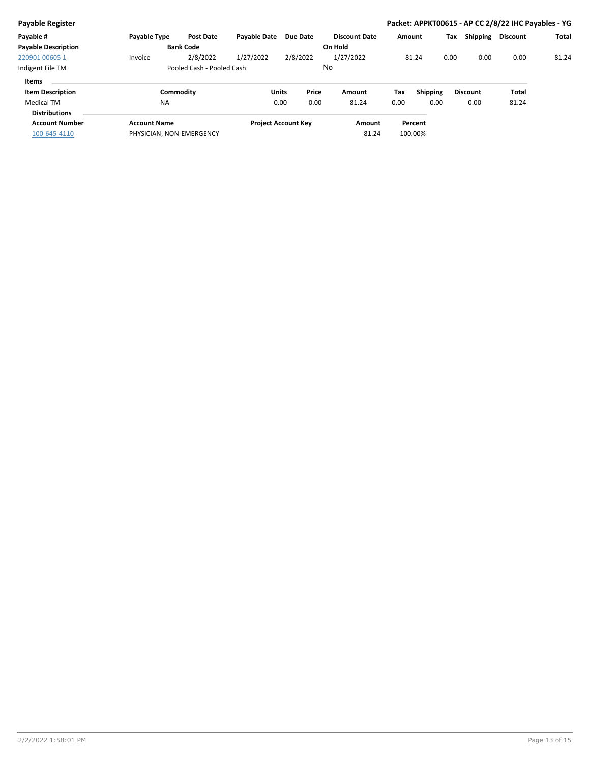**Payable Register** — **Packet: APPKT00615 - AP CC 2/8/22 IHC Payables - YG**

| Payable # | Payable Type | Post Date | Payable Date | Due Date | Discount Date | Amount | Tax | Shipping | Discount | Total |
|---|---|---|---|---|---|---|---|---|---|---|
| **Payable Description** | | **Bank Code** | | | **On Hold** | | | | | |
| 220901 00605 1 | Invoice | 2/8/2022 | 1/27/2022 | 2/8/2022 | 1/27/2022 | 81.24 | 0.00 | 0.00 | 0.00 | 81.24 |
| Indigent File TM | | Pooled Cash - Pooled Cash | | | No | | | | | |

**Items**

| Item Description | Commodity | Units | Price | Amount | Tax | Shipping | Discount | Total |
|---|---|---|---|---|---|---|---|---|
| Medical TM | NA | 0.00 | 0.00 | 81.24 | 0.00 | 0.00 | 0.00 | 81.24 |

**Distributions**

| Account Number | Account Name | Project Account Key | Amount | Percent |
|---|---|---|---|---|
| 100-645-4110 | PHYSICIAN, NON-EMERGENCY | | 81.24 | 100.00% |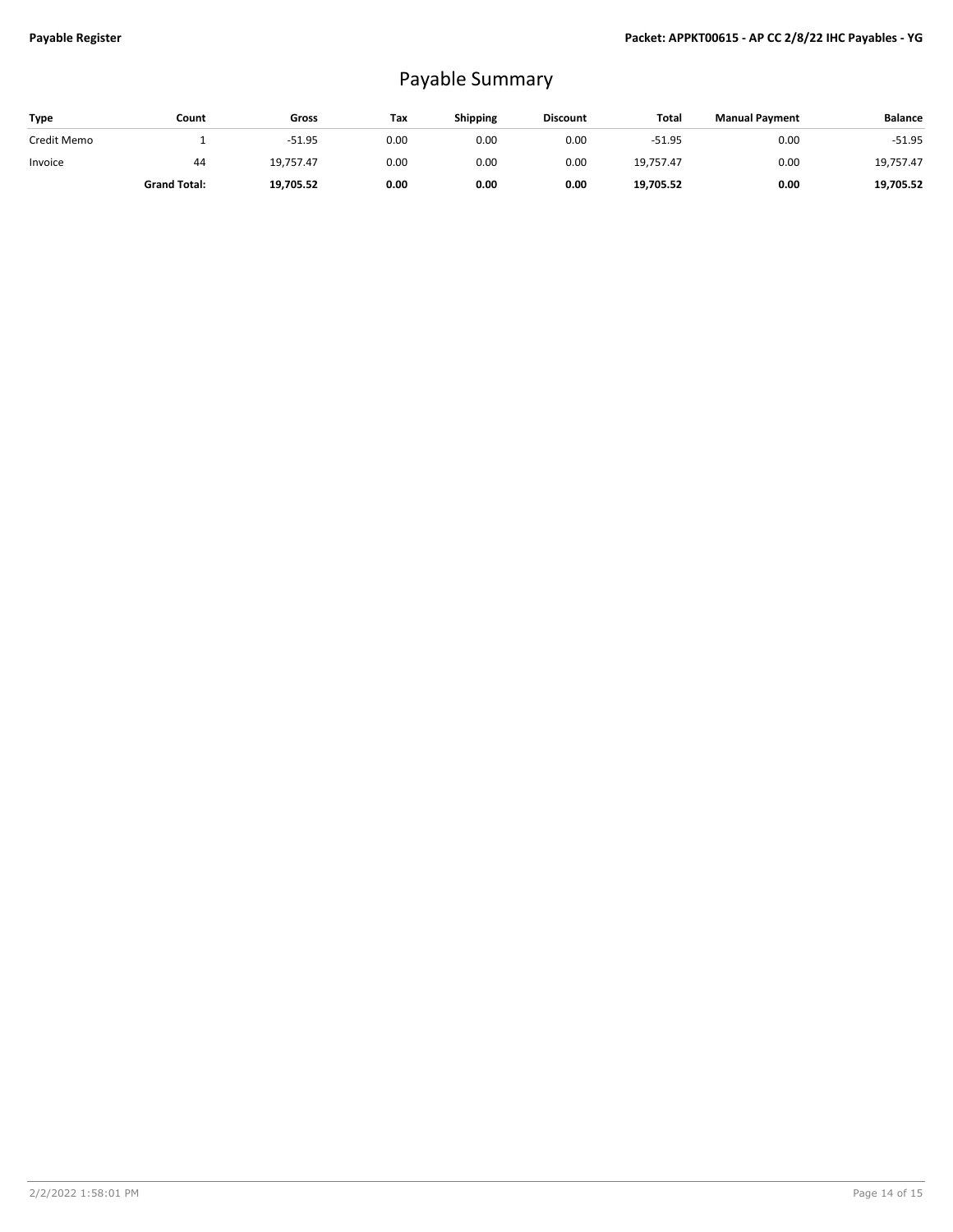# Payable Summary

| Type | Count | Gross | Tax | Shipping | Discount | Total | Manual Payment | Balance |
|---|---|---|---|---|---|---|---|---|
| Credit Memo | 1 | -51.95 | 0.00 | 0.00 | 0.00 | -51.95 | 0.00 | -51.95 |
| Invoice | 44 | 19,757.47 | 0.00 | 0.00 | 0.00 | 19,757.47 | 0.00 | 19,757.47 |
| | **Grand Total:** | **19,705.52** | **0.00** | **0.00** | **0.00** | **19,705.52** | **0.00** | **19,705.52** |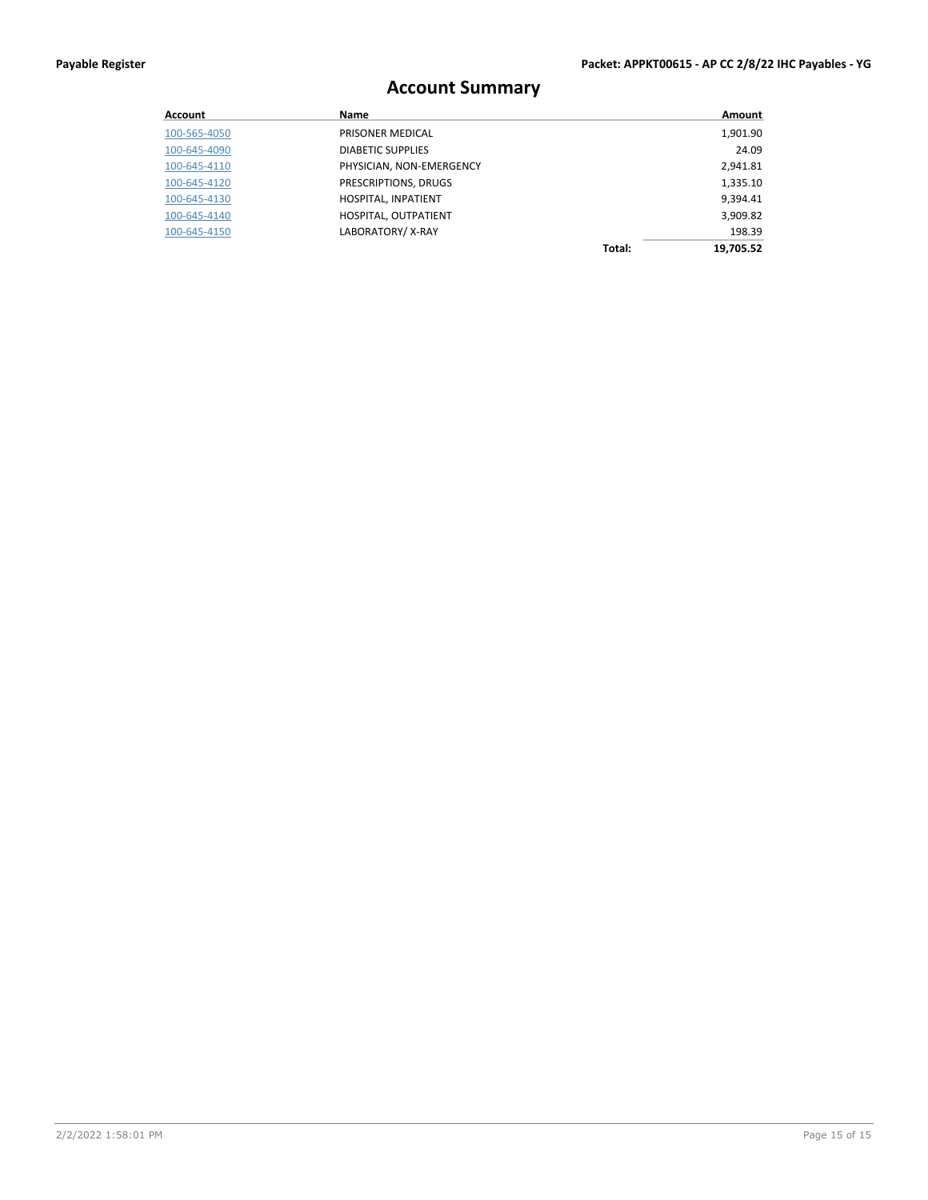# Account Summary

| Account | Name | | Amount |
|---|---|---|---|
| 100-565-4050 | PRISONER MEDICAL | | 1,901.90 |
| 100-645-4090 | DIABETIC SUPPLIES | | 24.09 |
| 100-645-4110 | PHYSICIAN, NON-EMERGENCY | | 2,941.81 |
| 100-645-4120 | PRESCRIPTIONS, DRUGS | | 1,335.10 |
| 100-645-4130 | HOSPITAL, INPATIENT | | 9,394.41 |
| 100-645-4140 | HOSPITAL, OUTPATIENT | | 3,909.82 |
| 100-645-4150 | LABORATORY/ X-RAY | | 198.39 |
| | | **Total:** | **19,705.52** |